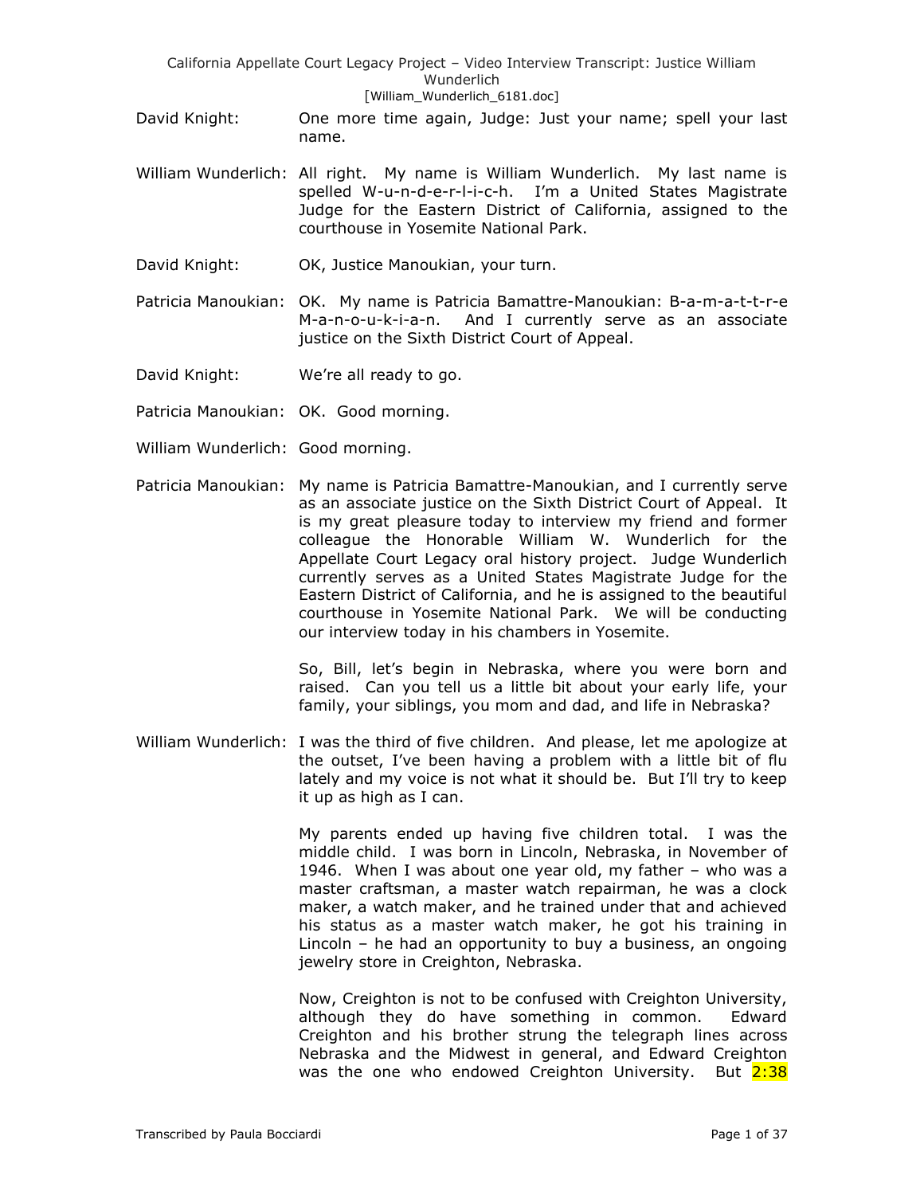David Knight: One more time again, Judge: Just your name; spell your last name.

William Wunderlich: All right. My name is William Wunderlich. My last name is spelled W-u-n-d-e-r-l-i-c-h. I'm a United States Magistrate Judge for the Eastern District of California, assigned to the courthouse in Yosemite National Park.

David Knight: OK, Justice Manoukian, your turn.

Patricia Manoukian: OK. My name is Patricia Bamattre-Manoukian: B-a-m-a-t-t-r-e M-a-n-o-u-k-i-a-n. And I currently serve as an associate justice on the Sixth District Court of Appeal.

David Knight: We're all ready to go.

Patricia Manoukian: OK. Good morning.

William Wunderlich: Good morning.

Patricia Manoukian: My name is Patricia Bamattre-Manoukian, and I currently serve as an associate justice on the Sixth District Court of Appeal. It is my great pleasure today to interview my friend and former colleague the Honorable William W. Wunderlich for the Appellate Court Legacy oral history project. Judge Wunderlich currently serves as a United States Magistrate Judge for the Eastern District of California, and he is assigned to the beautiful courthouse in Yosemite National Park. We will be conducting our interview today in his chambers in Yosemite.

So, Bill, let's begin in Nebraska, where you were born and raised. Can you tell us a little bit about your early life, your family, your siblings, you mom and dad, and life in Nebraska?

William Wunderlich: I was the third of five children. And please, let me apologize at the outset, I've been having a problem with a little bit of flu lately and my voice is not what it should be. But I'll try to keep it up as high as I can.

My parents ended up having five children total. I was the middle child. I was born in Lincoln, Nebraska, in November of 1946. When I was about one year old, my father – who was a master craftsman, a master watch repairman, he was a clock maker, a watch maker, and he trained under that and achieved his status as a master watch maker, he got his training in Lincoln – he had an opportunity to buy a business, an ongoing jewelry store in Creighton, Nebraska.

Now, Creighton is not to be confused with Creighton University, although they do have something in common. Edward Creighton and his brother strung the telegraph lines across Nebraska and the Midwest in general, and Edward Creighton was the one who endowed Creighton University. But 2:38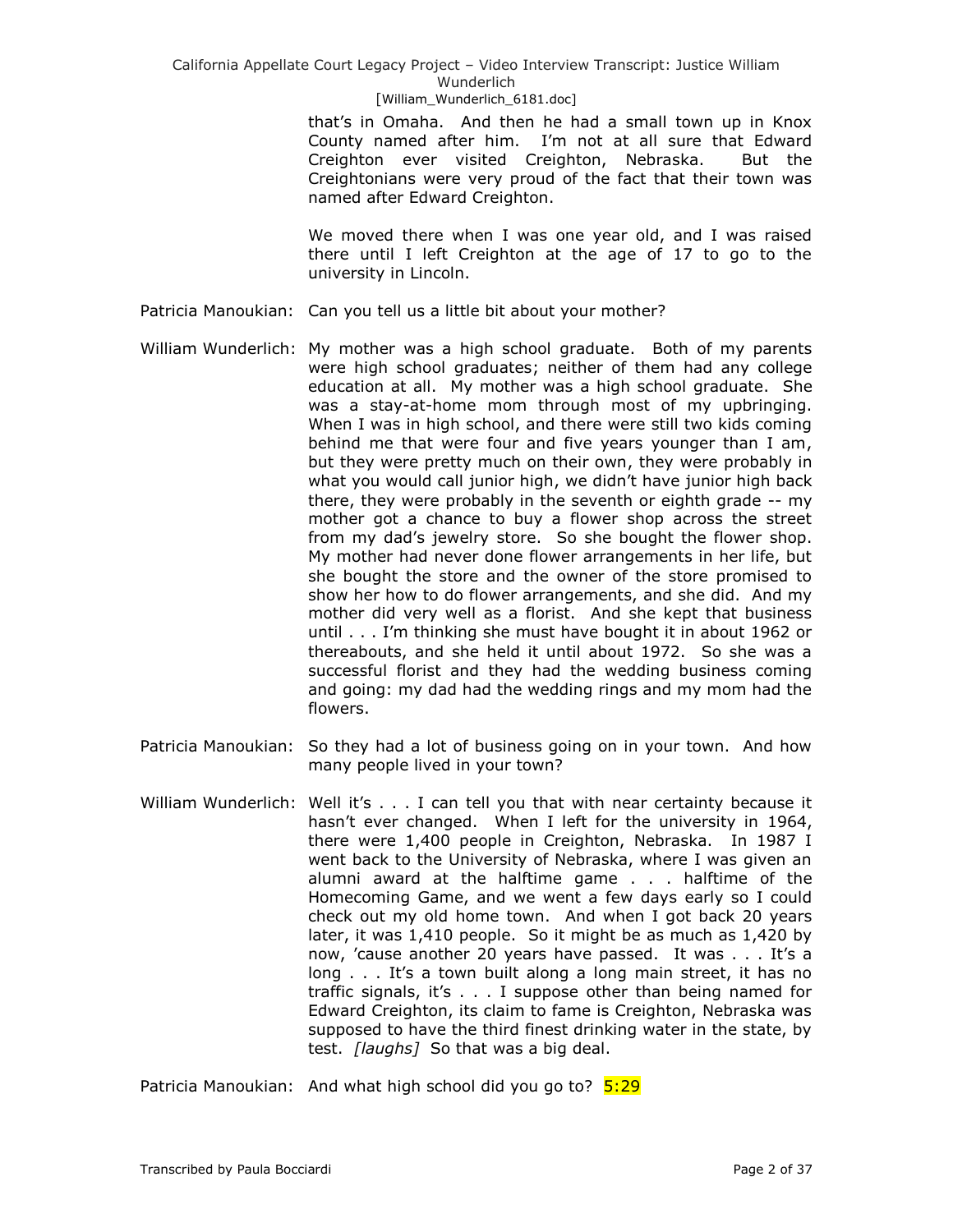that's in Omaha. And then he had a small town up in Knox County named after him. I'm not at all sure that Edward Creighton ever visited Creighton, Nebraska. But the Creightonians were very proud of the fact that their town was named after Edward Creighton.

We moved there when I was one year old, and I was raised there until I left Creighton at the age of 17 to go to the university in Lincoln.

Patricia Manoukian: Can you tell us a little bit about your mother?

William Wunderlich: My mother was a high school graduate. Both of my parents were high school graduates; neither of them had any college education at all. My mother was a high school graduate. She was a stay-at-home mom through most of my upbringing. When I was in high school, and there were still two kids coming behind me that were four and five years younger than I am, but they were pretty much on their own, they were probably in what you would call junior high, we didn't have junior high back there, they were probably in the seventh or eighth grade -- my mother got a chance to buy a flower shop across the street from my dad's jewelry store. So she bought the flower shop. My mother had never done flower arrangements in her life, but she bought the store and the owner of the store promised to show her how to do flower arrangements, and she did. And my mother did very well as a florist. And she kept that business until . . . I'm thinking she must have bought it in about 1962 or thereabouts, and she held it until about 1972. So she was a successful florist and they had the wedding business coming and going: my dad had the wedding rings and my mom had the flowers.

Patricia Manoukian: So they had a lot of business going on in your town. And how many people lived in your town?

William Wunderlich: Well it's . . . I can tell you that with near certainty because it hasn't ever changed. When I left for the university in 1964, there were 1,400 people in Creighton, Nebraska. In 1987 I went back to the University of Nebraska, where I was given an alumni award at the halftime game . . . halftime of the Homecoming Game, and we went a few days early so I could check out my old home town. And when I got back 20 years later, it was 1,410 people. So it might be as much as 1,420 by now, 'cause another 20 years have passed. It was . . . It's a long . . . It's a town built along a long main street, it has no traffic signals, it's . . . I suppose other than being named for Edward Creighton, its claim to fame is Creighton, Nebraska was supposed to have the third finest drinking water in the state, by test. *[laughs]* So that was a big deal.

Patricia Manoukian: And what high school did you go to? 5:29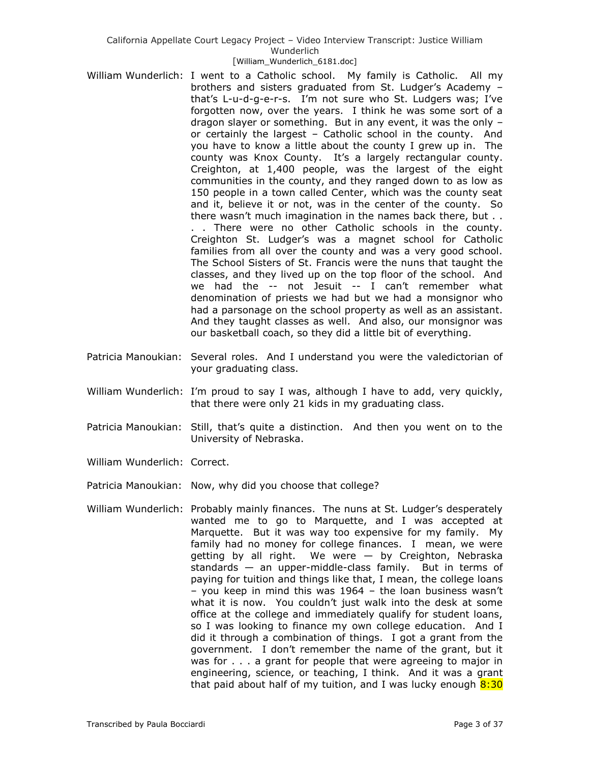William Wunderlich: I went to a Catholic school. My family is Catholic. All my brothers and sisters graduated from St. Ludger's Academy – that's L-u-d-g-e-r-s. I'm not sure who St. Ludgers was; I've forgotten now, over the years. I think he was some sort of a dragon slayer or something. But in any event, it was the only – or certainly the largest – Catholic school in the county. And you have to know a little about the county I grew up in. The county was Knox County. It's a largely rectangular county. Creighton, at 1,400 people, was the largest of the eight communities in the county, and they ranged down to as low as 150 people in a town called Center, which was the county seat and it, believe it or not, was in the center of the county. So there wasn't much imagination in the names back there, but . . . There were no other Catholic schools in the county. Creighton St. Ludger's was a magnet school for Catholic families from all over the county and was a very good school. The School Sisters of St. Francis were the nuns that taught the classes, and they lived up on the top floor of the school. And we had the -- not Jesuit -- I can't remember what denomination of priests we had but we had a monsignor who had a parsonage on the school property as well as an assistant. And they taught classes as well. And also, our monsignor was our basketball coach, so they did a little bit of everything.

Patricia Manoukian: Several roles. And I understand you were the valedictorian of your graduating class.

William Wunderlich: I'm proud to say I was, although I have to add, very quickly, that there were only 21 kids in my graduating class.

Patricia Manoukian: Still, that's quite a distinction. And then you went on to the University of Nebraska.

William Wunderlich: Correct.

Patricia Manoukian: Now, why did you choose that college?

William Wunderlich: Probably mainly finances. The nuns at St. Ludger's desperately wanted me to go to Marquette, and I was accepted at Marquette. But it was way too expensive for my family. My family had no money for college finances. I mean, we were getting by all right. We were — by Creighton, Nebraska standards — an upper-middle-class family. But in terms of paying for tuition and things like that, I mean, the college loans – you keep in mind this was 1964 – the loan business wasn't what it is now. You couldn't just walk into the desk at some office at the college and immediately qualify for student loans, so I was looking to finance my own college education. And I did it through a combination of things. I got a grant from the government. I don't remember the name of the grant, but it was for . . . a grant for people that were agreeing to major in engineering, science, or teaching, I think. And it was a grant that paid about half of my tuition, and I was lucky enough 8:30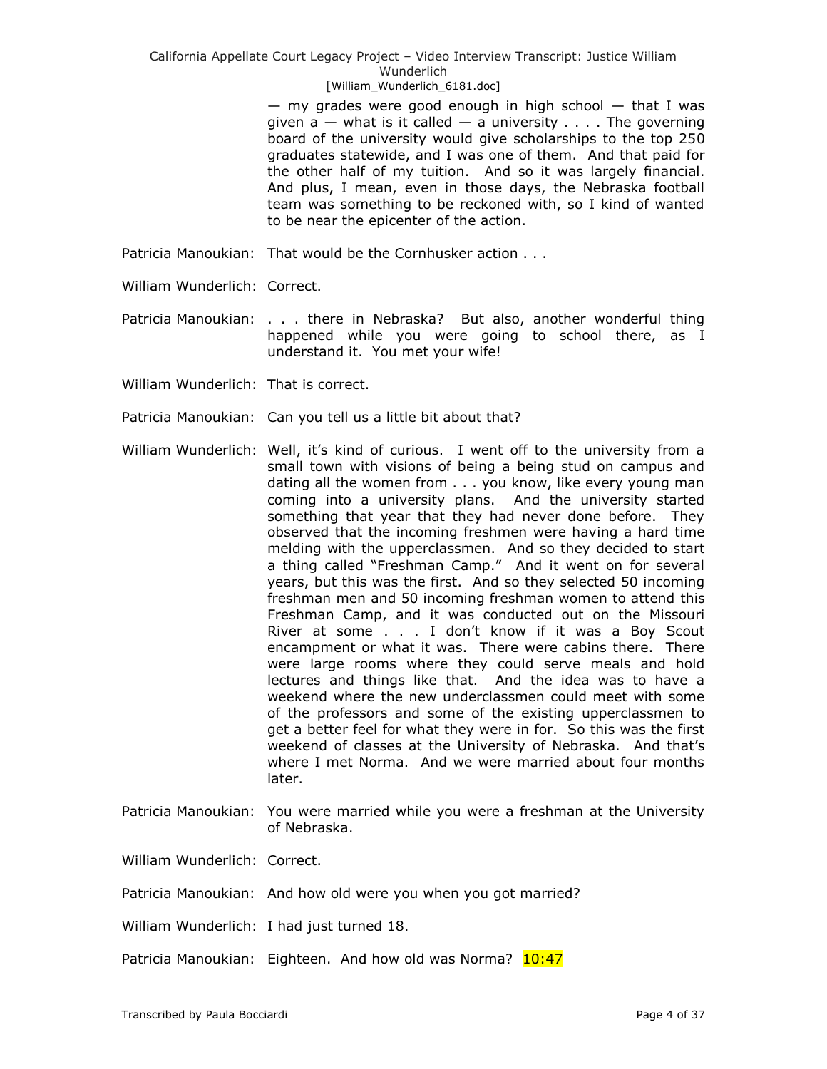— my grades were good enough in high school — that I was given a — what is it called — a university . . . . The governing board of the university would give scholarships to the top 250 graduates statewide, and I was one of them. And that paid for the other half of my tuition. And so it was largely financial. And plus, I mean, even in those days, the Nebraska football team was something to be reckoned with, so I kind of wanted to be near the epicenter of the action.

Patricia Manoukian: That would be the Cornhusker action . . .

William Wunderlich: Correct.

Patricia Manoukian: . . . there in Nebraska? But also, another wonderful thing happened while you were going to school there, as I understand it. You met your wife!

William Wunderlich: That is correct.

Patricia Manoukian: Can you tell us a little bit about that?

William Wunderlich: Well, it's kind of curious. I went off to the university from a small town with visions of being a being stud on campus and dating all the women from . . . you know, like every young man coming into a university plans. And the university started something that year that they had never done before. They observed that the incoming freshmen were having a hard time melding with the upperclassmen. And so they decided to start a thing called "Freshman Camp." And it went on for several years, but this was the first. And so they selected 50 incoming freshman men and 50 incoming freshman women to attend this Freshman Camp, and it was conducted out on the Missouri River at some . . . I don't know if it was a Boy Scout encampment or what it was. There were cabins there. There were large rooms where they could serve meals and hold lectures and things like that. And the idea was to have a weekend where the new underclassmen could meet with some of the professors and some of the existing upperclassmen to get a better feel for what they were in for. So this was the first weekend of classes at the University of Nebraska. And that's where I met Norma. And we were married about four months later.

Patricia Manoukian: You were married while you were a freshman at the University of Nebraska.

William Wunderlich: Correct.

Patricia Manoukian: And how old were you when you got married?

William Wunderlich: I had just turned 18.

Patricia Manoukian: Eighteen. And how old was Norma? 10:47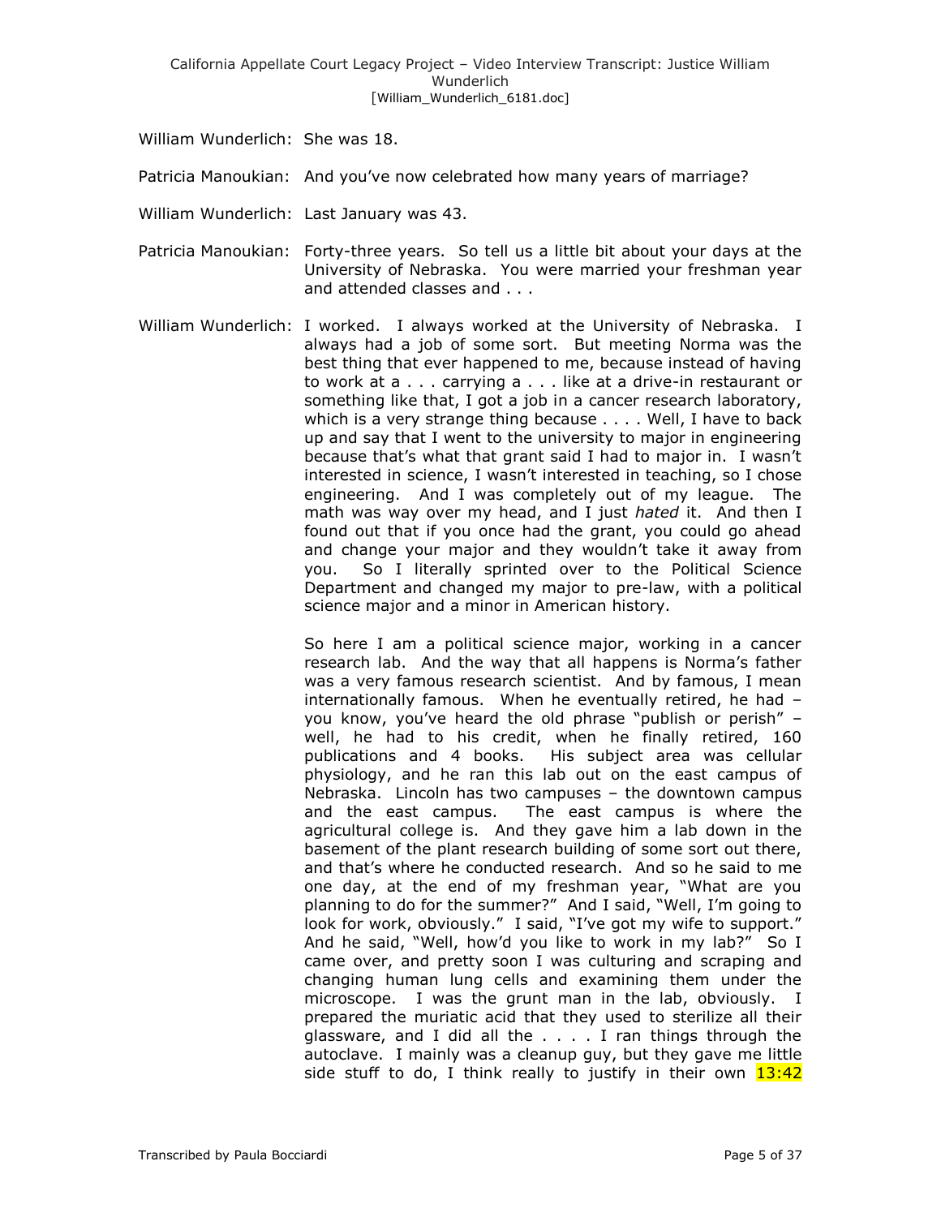William Wunderlich: She was 18.

Patricia Manoukian: And you've now celebrated how many years of marriage?

William Wunderlich: Last January was 43.

Patricia Manoukian: Forty-three years. So tell us a little bit about your days at the University of Nebraska. You were married your freshman year and attended classes and . . .

William Wunderlich: I worked. I always worked at the University of Nebraska. I always had a job of some sort. But meeting Norma was the best thing that ever happened to me, because instead of having to work at a . . . carrying a . . . like at a drive-in restaurant or something like that, I got a job in a cancer research laboratory, which is a very strange thing because . . . . Well, I have to back up and say that I went to the university to major in engineering because that's what that grant said I had to major in. I wasn't interested in science, I wasn't interested in teaching, so I chose engineering. And I was completely out of my league. The math was way over my head, and I just *hated* it. And then I found out that if you once had the grant, you could go ahead and change your major and they wouldn't take it away from you. So I literally sprinted over to the Political Science Department and changed my major to pre-law, with a political science major and a minor in American history.

So here I am a political science major, working in a cancer research lab. And the way that all happens is Norma's father was a very famous research scientist. And by famous, I mean internationally famous. When he eventually retired, he had – you know, you've heard the old phrase "publish or perish" – well, he had to his credit, when he finally retired, 160 publications and 4 books. His subject area was cellular physiology, and he ran this lab out on the east campus of Nebraska. Lincoln has two campuses – the downtown campus and the east campus. The east campus is where the agricultural college is. And they gave him a lab down in the basement of the plant research building of some sort out there, and that's where he conducted research. And so he said to me one day, at the end of my freshman year, "What are you planning to do for the summer?" And I said, "Well, I'm going to look for work, obviously." I said, "I've got my wife to support." And he said, "Well, how'd you like to work in my lab?" So I came over, and pretty soon I was culturing and scraping and changing human lung cells and examining them under the microscope. I was the grunt man in the lab, obviously. I prepared the muriatic acid that they used to sterilize all their glassware, and I did all the . . . . I ran things through the autoclave. I mainly was a cleanup guy, but they gave me little side stuff to do, I think really to justify in their own 13:42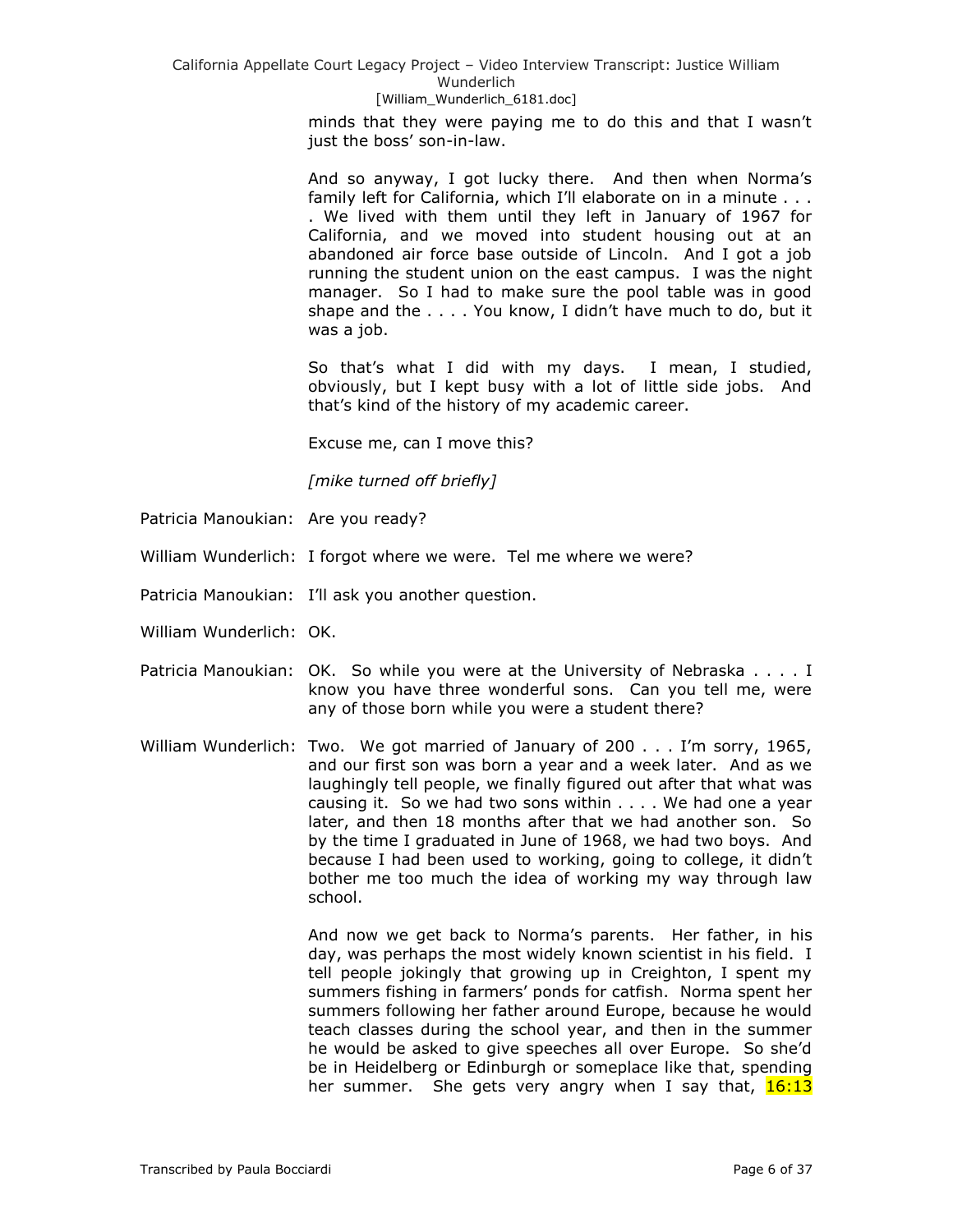minds that they were paying me to do this and that I wasn't just the boss' son-in-law.

And so anyway, I got lucky there. And then when Norma's family left for California, which I'll elaborate on in a minute . . . . We lived with them until they left in January of 1967 for California, and we moved into student housing out at an abandoned air force base outside of Lincoln. And I got a job running the student union on the east campus. I was the night manager. So I had to make sure the pool table was in good shape and the . . . . You know, I didn't have much to do, but it was a job.

So that's what I did with my days. I mean, I studied, obviously, but I kept busy with a lot of little side jobs. And that's kind of the history of my academic career.

Excuse me, can I move this?

*[mike turned off briefly]*

Patricia Manoukian: Are you ready?

William Wunderlich: I forgot where we were. Tel me where we were?

Patricia Manoukian: I'll ask you another question.

William Wunderlich: OK.

Patricia Manoukian: OK. So while you were at the University of Nebraska . . . . I know you have three wonderful sons. Can you tell me, were any of those born while you were a student there?

William Wunderlich: Two. We got married of January of 200 . . . I'm sorry, 1965, and our first son was born a year and a week later. And as we laughingly tell people, we finally figured out after that what was causing it. So we had two sons within . . . . We had one a year later, and then 18 months after that we had another son. So by the time I graduated in June of 1968, we had two boys. And because I had been used to working, going to college, it didn't bother me too much the idea of working my way through law school.

And now we get back to Norma's parents. Her father, in his day, was perhaps the most widely known scientist in his field. I tell people jokingly that growing up in Creighton, I spent my summers fishing in farmers' ponds for catfish. Norma spent her summers following her father around Europe, because he would teach classes during the school year, and then in the summer he would be asked to give speeches all over Europe. So she'd be in Heidelberg or Edinburgh or someplace like that, spending her summer. She gets very angry when I say that, 16:13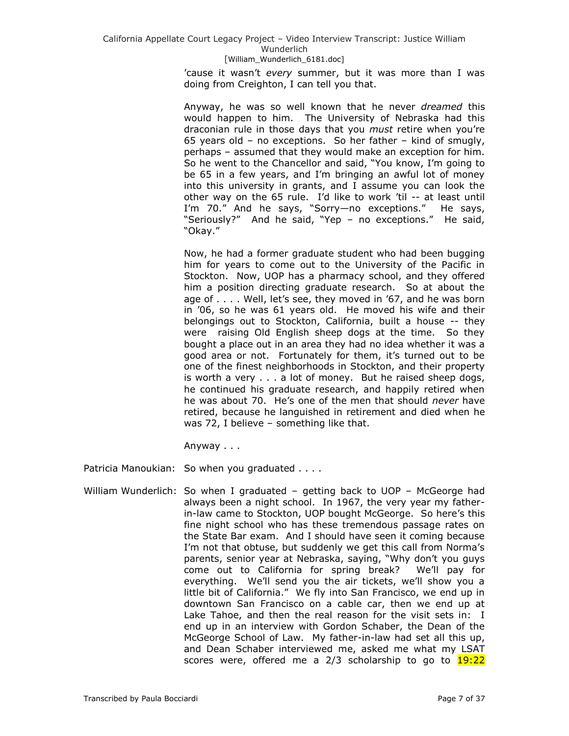'cause it wasn't *every* summer, but it was more than I was doing from Creighton, I can tell you that.

Anyway, he was so well known that he never *dreamed* this would happen to him. The University of Nebraska had this draconian rule in those days that you *must* retire when you're 65 years old – no exceptions. So her father – kind of smugly, perhaps – assumed that they would make an exception for him. So he went to the Chancellor and said, "You know, I'm going to be 65 in a few years, and I'm bringing an awful lot of money into this university in grants, and I assume you can look the other way on the 65 rule. I'd like to work 'til -- at least until I'm 70." And he says, "Sorry—no exceptions." He says, "Seriously?" And he said, "Yep – no exceptions." He said, "Okay."

Now, he had a former graduate student who had been bugging him for years to come out to the University of the Pacific in Stockton. Now, UOP has a pharmacy school, and they offered him a position directing graduate research. So at about the age of . . . . Well, let's see, they moved in '67, and he was born in '06, so he was 61 years old. He moved his wife and their belongings out to Stockton, California, built a house -- they were raising Old English sheep dogs at the time. So they bought a place out in an area they had no idea whether it was a good area or not. Fortunately for them, it's turned out to be one of the finest neighborhoods in Stockton, and their property is worth a very . . . a lot of money. But he raised sheep dogs, he continued his graduate research, and happily retired when he was about 70. He's one of the men that should *never* have retired, because he languished in retirement and died when he was 72, I believe – something like that.

Anyway . . .

Patricia Manoukian: So when you graduated . . . .

William Wunderlich: So when I graduated – getting back to UOP – McGeorge had always been a night school. In 1967, the very year my father-in-law came to Stockton, UOP bought McGeorge. So here's this fine night school who has these tremendous passage rates on the State Bar exam. And I should have seen it coming because I'm not that obtuse, but suddenly we get this call from Norma's parents, senior year at Nebraska, saying, "Why don't you guys come out to California for spring break? We'll pay for everything. We'll send you the air tickets, we'll show you a little bit of California." We fly into San Francisco, we end up in downtown San Francisco on a cable car, then we end up at Lake Tahoe, and then the real reason for the visit sets in: I end up in an interview with Gordon Schaber, the Dean of the McGeorge School of Law. My father-in-law had set all this up, and Dean Schaber interviewed me, asked me what my LSAT scores were, offered me a 2/3 scholarship to go to 19:22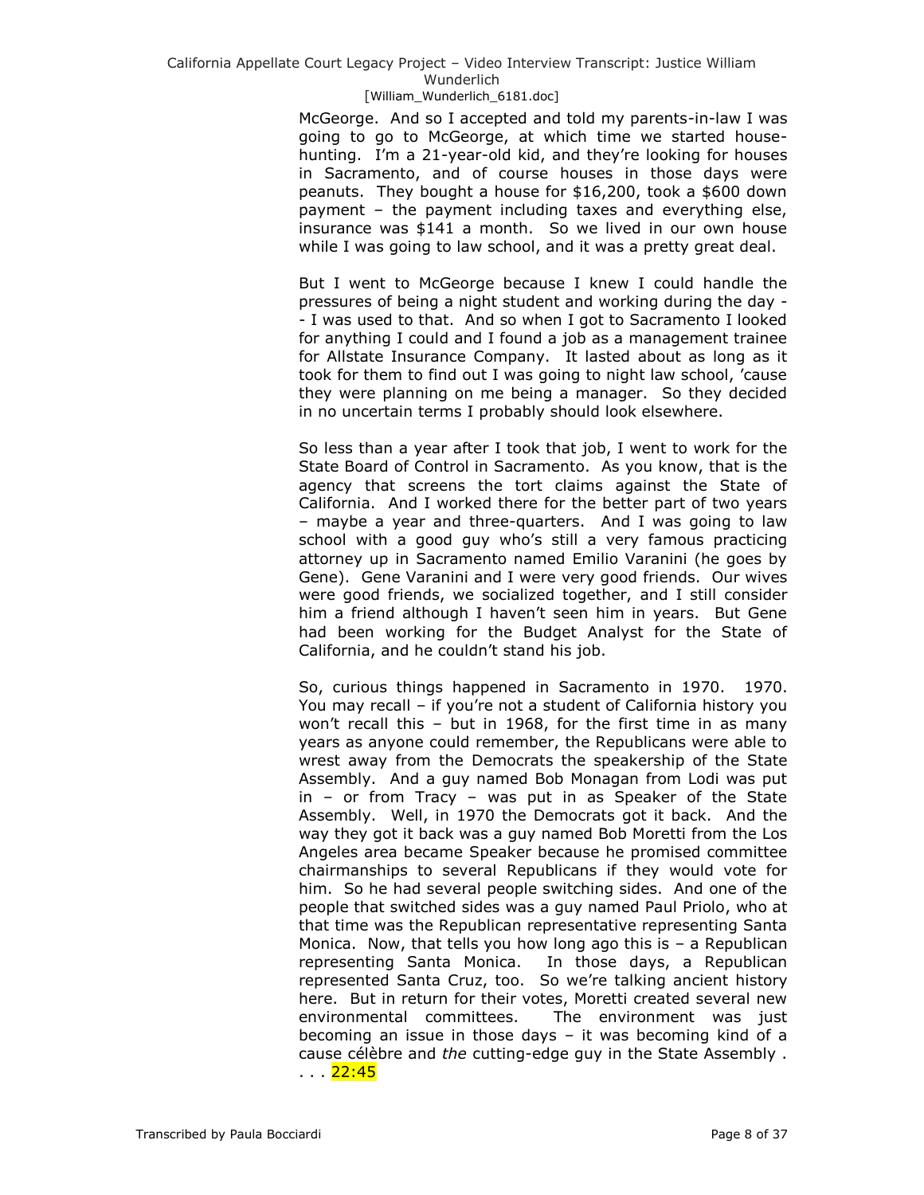McGeorge. And so I accepted and told my parents-in-law I was going to go to McGeorge, at which time we started house-hunting. I'm a 21-year-old kid, and they're looking for houses in Sacramento, and of course houses in those days were peanuts. They bought a house for $16,200, took a $600 down payment – the payment including taxes and everything else, insurance was $141 a month. So we lived in our own house while I was going to law school, and it was a pretty great deal.

But I went to McGeorge because I knew I could handle the pressures of being a night student and working during the day -- I was used to that. And so when I got to Sacramento I looked for anything I could and I found a job as a management trainee for Allstate Insurance Company. It lasted about as long as it took for them to find out I was going to night law school, 'cause they were planning on me being a manager. So they decided in no uncertain terms I probably should look elsewhere.

So less than a year after I took that job, I went to work for the State Board of Control in Sacramento. As you know, that is the agency that screens the tort claims against the State of California. And I worked there for the better part of two years – maybe a year and three-quarters. And I was going to law school with a good guy who's still a very famous practicing attorney up in Sacramento named Emilio Varanini (he goes by Gene). Gene Varanini and I were very good friends. Our wives were good friends, we socialized together, and I still consider him a friend although I haven't seen him in years. But Gene had been working for the Budget Analyst for the State of California, and he couldn't stand his job.

So, curious things happened in Sacramento in 1970. 1970. You may recall – if you're not a student of California history you won't recall this – but in 1968, for the first time in as many years as anyone could remember, the Republicans were able to wrest away from the Democrats the speakership of the State Assembly. And a guy named Bob Monagan from Lodi was put in – or from Tracy – was put in as Speaker of the State Assembly. Well, in 1970 the Democrats got it back. And the way they got it back was a guy named Bob Moretti from the Los Angeles area became Speaker because he promised committee chairmanships to several Republicans if they would vote for him. So he had several people switching sides. And one of the people that switched sides was a guy named Paul Priolo, who at that time was the Republican representative representing Santa Monica. Now, that tells you how long ago this is – a Republican representing Santa Monica. In those days, a Republican represented Santa Cruz, too. So we're talking ancient history here. But in return for their votes, Moretti created several new environmental committees. The environment was just becoming an issue in those days – it was becoming kind of a cause célèbre and *the* cutting-edge guy in the State Assembly . . . . 22:45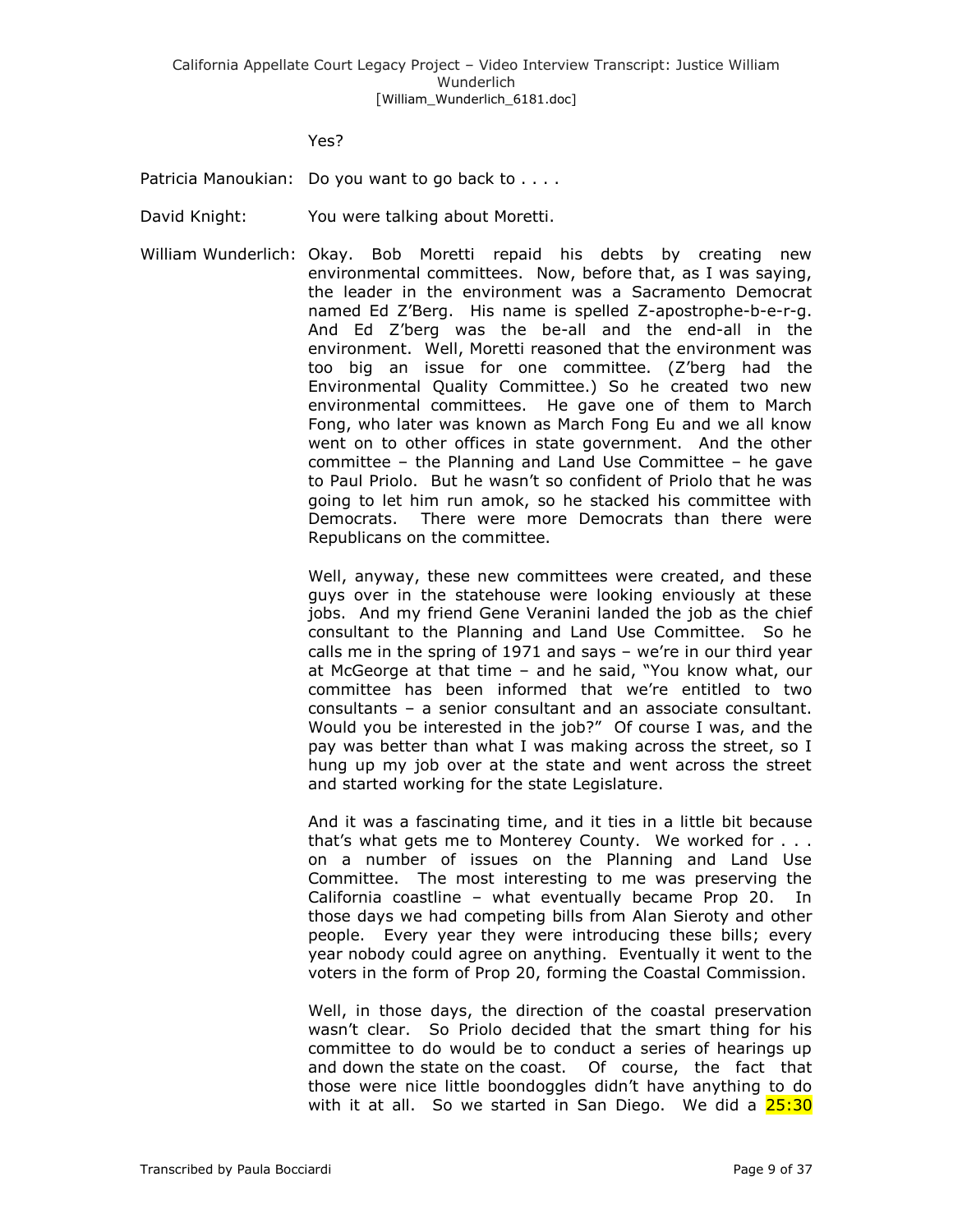Yes?

Patricia Manoukian: Do you want to go back to . . . .

David Knight: You were talking about Moretti.

William Wunderlich: Okay. Bob Moretti repaid his debts by creating new environmental committees. Now, before that, as I was saying, the leader in the environment was a Sacramento Democrat named Ed Z'Berg. His name is spelled Z-apostrophe-b-e-r-g. And Ed Z'berg was the be-all and the end-all in the environment. Well, Moretti reasoned that the environment was too big an issue for one committee. (Z'berg had the Environmental Quality Committee.) So he created two new environmental committees. He gave one of them to March Fong, who later was known as March Fong Eu and we all know went on to other offices in state government. And the other committee – the Planning and Land Use Committee – he gave to Paul Priolo. But he wasn't so confident of Priolo that he was going to let him run amok, so he stacked his committee with Democrats. There were more Democrats than there were Republicans on the committee.

Well, anyway, these new committees were created, and these guys over in the statehouse were looking enviously at these jobs. And my friend Gene Veranini landed the job as the chief consultant to the Planning and Land Use Committee. So he calls me in the spring of 1971 and says – we're in our third year at McGeorge at that time – and he said, "You know what, our committee has been informed that we're entitled to two consultants – a senior consultant and an associate consultant. Would you be interested in the job?" Of course I was, and the pay was better than what I was making across the street, so I hung up my job over at the state and went across the street and started working for the state Legislature.

And it was a fascinating time, and it ties in a little bit because that's what gets me to Monterey County. We worked for . . . on a number of issues on the Planning and Land Use Committee. The most interesting to me was preserving the California coastline – what eventually became Prop 20. In those days we had competing bills from Alan Sieroty and other people. Every year they were introducing these bills; every year nobody could agree on anything. Eventually it went to the voters in the form of Prop 20, forming the Coastal Commission.

Well, in those days, the direction of the coastal preservation wasn't clear. So Priolo decided that the smart thing for his committee to do would be to conduct a series of hearings up and down the state on the coast. Of course, the fact that those were nice little boondoggles didn't have anything to do with it at all. So we started in San Diego. We did a 25:30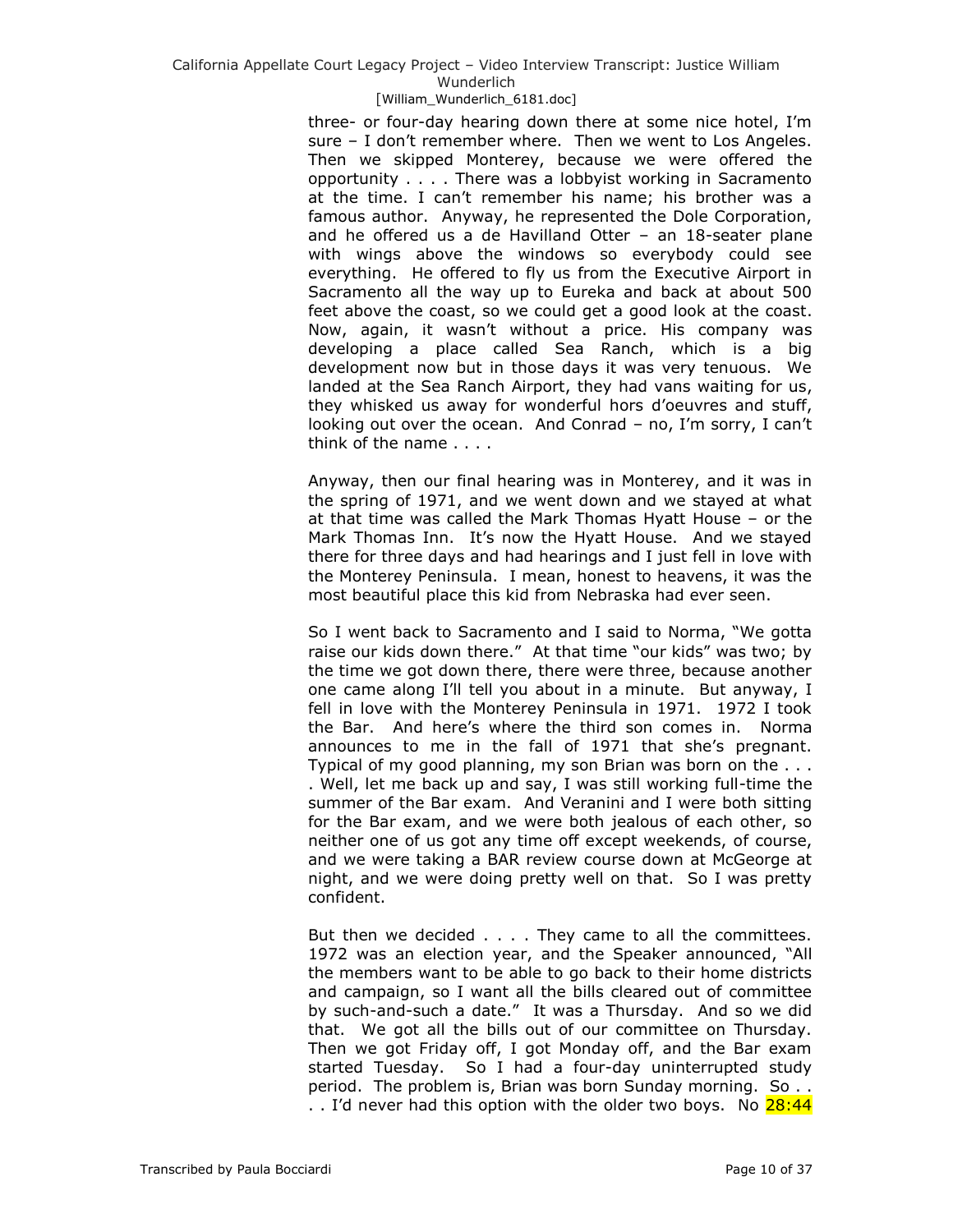three- or four-day hearing down there at some nice hotel, I'm sure – I don't remember where. Then we went to Los Angeles. Then we skipped Monterey, because we were offered the opportunity . . . . There was a lobbyist working in Sacramento at the time. I can't remember his name; his brother was a famous author. Anyway, he represented the Dole Corporation, and he offered us a de Havilland Otter – an 18-seater plane with wings above the windows so everybody could see everything. He offered to fly us from the Executive Airport in Sacramento all the way up to Eureka and back at about 500 feet above the coast, so we could get a good look at the coast. Now, again, it wasn't without a price. His company was developing a place called Sea Ranch, which is a big development now but in those days it was very tenuous. We landed at the Sea Ranch Airport, they had vans waiting for us, they whisked us away for wonderful hors d'oeuvres and stuff, looking out over the ocean. And Conrad – no, I'm sorry, I can't think of the name . . . .

Anyway, then our final hearing was in Monterey, and it was in the spring of 1971, and we went down and we stayed at what at that time was called the Mark Thomas Hyatt House – or the Mark Thomas Inn. It's now the Hyatt House. And we stayed there for three days and had hearings and I just fell in love with the Monterey Peninsula. I mean, honest to heavens, it was the most beautiful place this kid from Nebraska had ever seen.

So I went back to Sacramento and I said to Norma, "We gotta raise our kids down there." At that time "our kids" was two; by the time we got down there, there were three, because another one came along I'll tell you about in a minute. But anyway, I fell in love with the Monterey Peninsula in 1971. 1972 I took the Bar. And here's where the third son comes in. Norma announces to me in the fall of 1971 that she's pregnant. Typical of my good planning, my son Brian was born on the . . . . Well, let me back up and say, I was still working full-time the summer of the Bar exam. And Veranini and I were both sitting for the Bar exam, and we were both jealous of each other, so neither one of us got any time off except weekends, of course, and we were taking a BAR review course down at McGeorge at night, and we were doing pretty well on that. So I was pretty confident.

But then we decided . . . . They came to all the committees. 1972 was an election year, and the Speaker announced, "All the members want to be able to go back to their home districts and campaign, so I want all the bills cleared out of committee by such-and-such a date." It was a Thursday. And so we did that. We got all the bills out of our committee on Thursday. Then we got Friday off, I got Monday off, and the Bar exam started Tuesday. So I had a four-day uninterrupted study period. The problem is, Brian was born Sunday morning. So . . . . I'd never had this option with the older two boys. No 28:44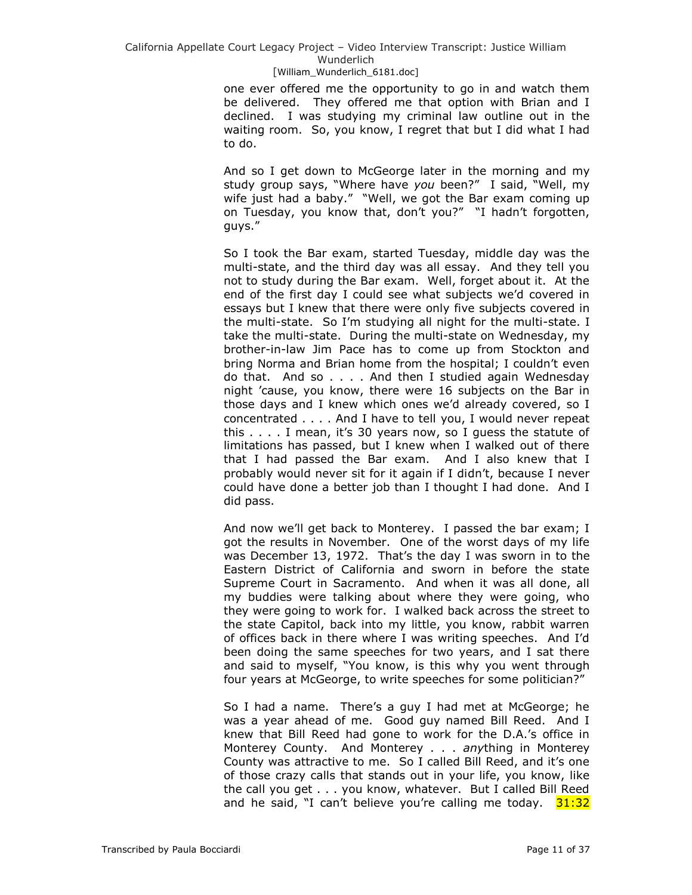one ever offered me the opportunity to go in and watch them be delivered. They offered me that option with Brian and I declined. I was studying my criminal law outline out in the waiting room. So, you know, I regret that but I did what I had to do.

And so I get down to McGeorge later in the morning and my study group says, "Where have *you* been?" I said, "Well, my wife just had a baby." "Well, we got the Bar exam coming up on Tuesday, you know that, don't you?" "I hadn't forgotten, guys."

So I took the Bar exam, started Tuesday, middle day was the multi-state, and the third day was all essay. And they tell you not to study during the Bar exam. Well, forget about it. At the end of the first day I could see what subjects we'd covered in essays but I knew that there were only five subjects covered in the multi-state. So I'm studying all night for the multi-state. I take the multi-state. During the multi-state on Wednesday, my brother-in-law Jim Pace has to come up from Stockton and bring Norma and Brian home from the hospital; I couldn't even do that. And so . . . . And then I studied again Wednesday night 'cause, you know, there were 16 subjects on the Bar in those days and I knew which ones we'd already covered, so I concentrated . . . . And I have to tell you, I would never repeat this . . . . I mean, it's 30 years now, so I guess the statute of limitations has passed, but I knew when I walked out of there that I had passed the Bar exam. And I also knew that I probably would never sit for it again if I didn't, because I never could have done a better job than I thought I had done. And I did pass.

And now we'll get back to Monterey. I passed the bar exam; I got the results in November. One of the worst days of my life was December 13, 1972. That's the day I was sworn in to the Eastern District of California and sworn in before the state Supreme Court in Sacramento. And when it was all done, all my buddies were talking about where they were going, who they were going to work for. I walked back across the street to the state Capitol, back into my little, you know, rabbit warren of offices back in there where I was writing speeches. And I'd been doing the same speeches for two years, and I sat there and said to myself, "You know, is this why you went through four years at McGeorge, to write speeches for some politician?"

So I had a name. There's a guy I had met at McGeorge; he was a year ahead of me. Good guy named Bill Reed. And I knew that Bill Reed had gone to work for the D.A.'s office in Monterey County. And Monterey . . . *any*thing in Monterey County was attractive to me. So I called Bill Reed, and it's one of those crazy calls that stands out in your life, you know, like the call you get . . . you know, whatever. But I called Bill Reed and he said, "I can't believe you're calling me today. 31:32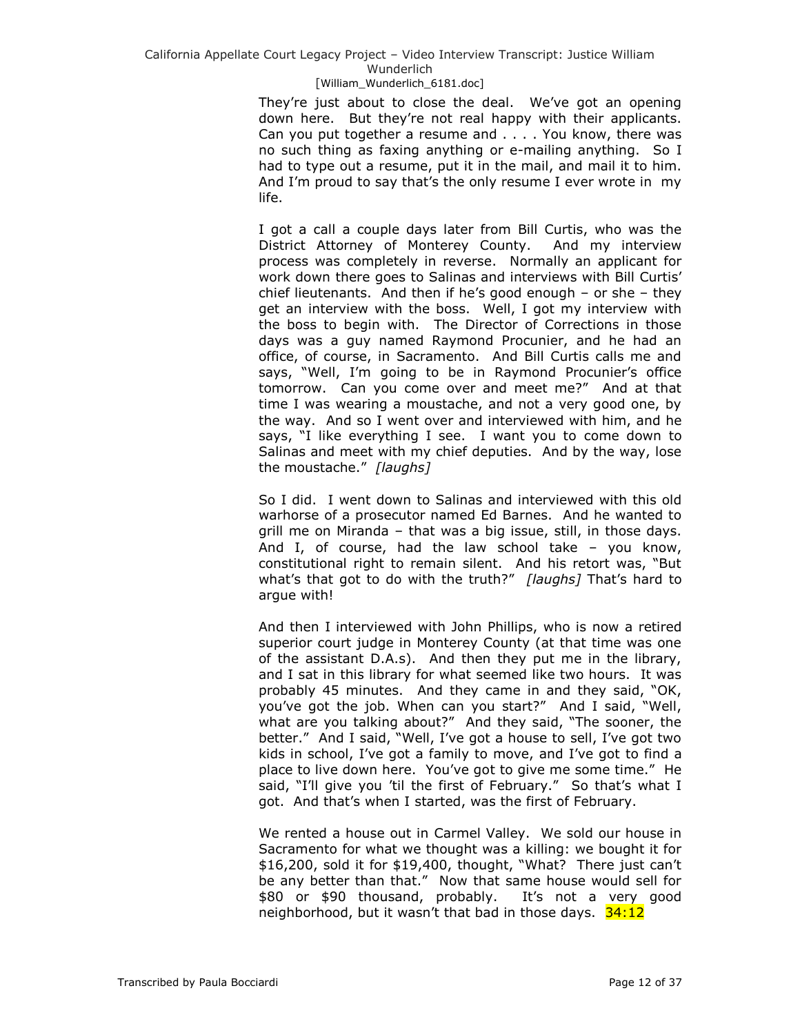They're just about to close the deal. We've got an opening down here. But they're not real happy with their applicants. Can you put together a resume and . . . . You know, there was no such thing as faxing anything or e-mailing anything. So I had to type out a resume, put it in the mail, and mail it to him. And I'm proud to say that's the only resume I ever wrote in my life.

I got a call a couple days later from Bill Curtis, who was the District Attorney of Monterey County. And my interview process was completely in reverse. Normally an applicant for work down there goes to Salinas and interviews with Bill Curtis' chief lieutenants. And then if he's good enough – or she – they get an interview with the boss. Well, I got my interview with the boss to begin with. The Director of Corrections in those days was a guy named Raymond Procunier, and he had an office, of course, in Sacramento. And Bill Curtis calls me and says, "Well, I'm going to be in Raymond Procunier's office tomorrow. Can you come over and meet me?" And at that time I was wearing a moustache, and not a very good one, by the way. And so I went over and interviewed with him, and he says, "I like everything I see. I want you to come down to Salinas and meet with my chief deputies. And by the way, lose the moustache." *[laughs]*

So I did. I went down to Salinas and interviewed with this old warhorse of a prosecutor named Ed Barnes. And he wanted to grill me on Miranda – that was a big issue, still, in those days. And I, of course, had the law school take – you know, constitutional right to remain silent. And his retort was, "But what's that got to do with the truth?" *[laughs]* That's hard to argue with!

And then I interviewed with John Phillips, who is now a retired superior court judge in Monterey County (at that time was one of the assistant D.A.s). And then they put me in the library, and I sat in this library for what seemed like two hours. It was probably 45 minutes. And they came in and they said, "OK, you've got the job. When can you start?" And I said, "Well, what are you talking about?" And they said, "The sooner, the better." And I said, "Well, I've got a house to sell, I've got two kids in school, I've got a family to move, and I've got to find a place to live down here. You've got to give me some time." He said, "I'll give you 'til the first of February." So that's what I got. And that's when I started, was the first of February.

We rented a house out in Carmel Valley. We sold our house in Sacramento for what we thought was a killing: we bought it for $16,200, sold it for $19,400, thought, "What? There just can't be any better than that." Now that same house would sell for $80 or $90 thousand, probably. It's not a very good neighborhood, but it wasn't that bad in those days. 34:12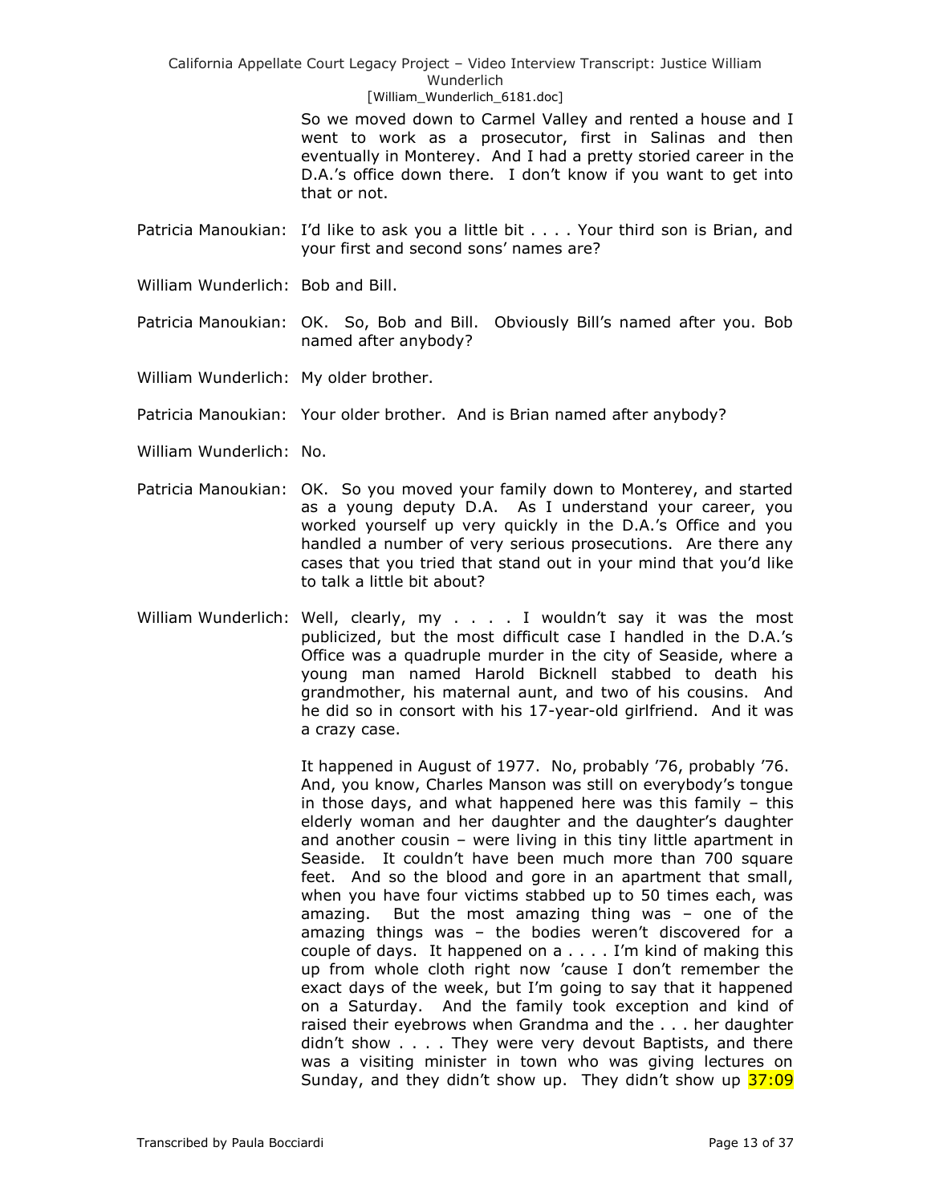So we moved down to Carmel Valley and rented a house and I went to work as a prosecutor, first in Salinas and then eventually in Monterey. And I had a pretty storied career in the D.A.'s office down there. I don't know if you want to get into that or not.

Patricia Manoukian: I'd like to ask you a little bit . . . . Your third son is Brian, and your first and second sons' names are?

William Wunderlich: Bob and Bill.

Patricia Manoukian: OK. So, Bob and Bill. Obviously Bill's named after you. Bob named after anybody?

William Wunderlich: My older brother.

Patricia Manoukian: Your older brother. And is Brian named after anybody?

William Wunderlich: No.

Patricia Manoukian: OK. So you moved your family down to Monterey, and started as a young deputy D.A. As I understand your career, you worked yourself up very quickly in the D.A.'s Office and you handled a number of very serious prosecutions. Are there any cases that you tried that stand out in your mind that you'd like to talk a little bit about?

William Wunderlich: Well, clearly, my . . . . I wouldn't say it was the most publicized, but the most difficult case I handled in the D.A.'s Office was a quadruple murder in the city of Seaside, where a young man named Harold Bicknell stabbed to death his grandmother, his maternal aunt, and two of his cousins. And he did so in consort with his 17-year-old girlfriend. And it was a crazy case.

It happened in August of 1977. No, probably '76, probably '76. And, you know, Charles Manson was still on everybody's tongue in those days, and what happened here was this family – this elderly woman and her daughter and the daughter's daughter and another cousin – were living in this tiny little apartment in Seaside. It couldn't have been much more than 700 square feet. And so the blood and gore in an apartment that small, when you have four victims stabbed up to 50 times each, was amazing. But the most amazing thing was – one of the amazing things was – the bodies weren't discovered for a couple of days. It happened on a . . . . I'm kind of making this up from whole cloth right now 'cause I don't remember the exact days of the week, but I'm going to say that it happened on a Saturday. And the family took exception and kind of raised their eyebrows when Grandma and the . . . her daughter didn't show . . . . They were very devout Baptists, and there was a visiting minister in town who was giving lectures on Sunday, and they didn't show up. They didn't show up 37:09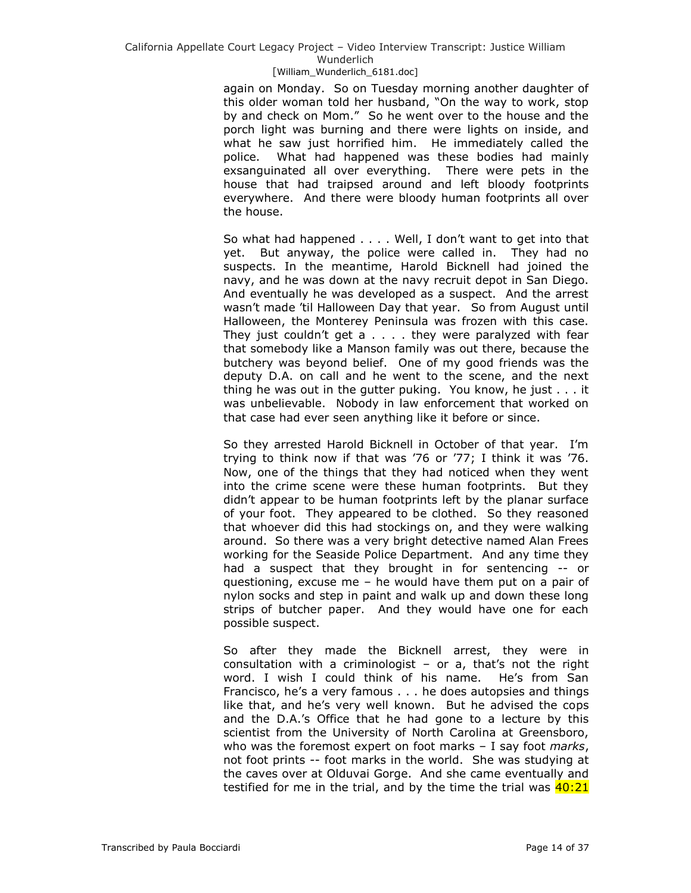again on Monday. So on Tuesday morning another daughter of this older woman told her husband, "On the way to work, stop by and check on Mom." So he went over to the house and the porch light was burning and there were lights on inside, and what he saw just horrified him. He immediately called the police. What had happened was these bodies had mainly exsanguinated all over everything. There were pets in the house that had traipsed around and left bloody footprints everywhere. And there were bloody human footprints all over the house.

So what had happened . . . . Well, I don't want to get into that yet. But anyway, the police were called in. They had no suspects. In the meantime, Harold Bicknell had joined the navy, and he was down at the navy recruit depot in San Diego. And eventually he was developed as a suspect. And the arrest wasn't made 'til Halloween Day that year. So from August until Halloween, the Monterey Peninsula was frozen with this case. They just couldn't get a . . . . they were paralyzed with fear that somebody like a Manson family was out there, because the butchery was beyond belief. One of my good friends was the deputy D.A. on call and he went to the scene, and the next thing he was out in the gutter puking. You know, he just . . . it was unbelievable. Nobody in law enforcement that worked on that case had ever seen anything like it before or since.

So they arrested Harold Bicknell in October of that year. I'm trying to think now if that was '76 or '77; I think it was '76. Now, one of the things that they had noticed when they went into the crime scene were these human footprints. But they didn't appear to be human footprints left by the planar surface of your foot. They appeared to be clothed. So they reasoned that whoever did this had stockings on, and they were walking around. So there was a very bright detective named Alan Frees working for the Seaside Police Department. And any time they had a suspect that they brought in for sentencing -- or questioning, excuse me – he would have them put on a pair of nylon socks and step in paint and walk up and down these long strips of butcher paper. And they would have one for each possible suspect.

So after they made the Bicknell arrest, they were in consultation with a criminologist – or a, that's not the right word. I wish I could think of his name. He's from San Francisco, he's a very famous . . . he does autopsies and things like that, and he's very well known. But he advised the cops and the D.A.'s Office that he had gone to a lecture by this scientist from the University of North Carolina at Greensboro, who was the foremost expert on foot marks – I say foot *marks*, not foot prints -- foot marks in the world. She was studying at the caves over at Olduvai Gorge. And she came eventually and testified for me in the trial, and by the time the trial was 40:21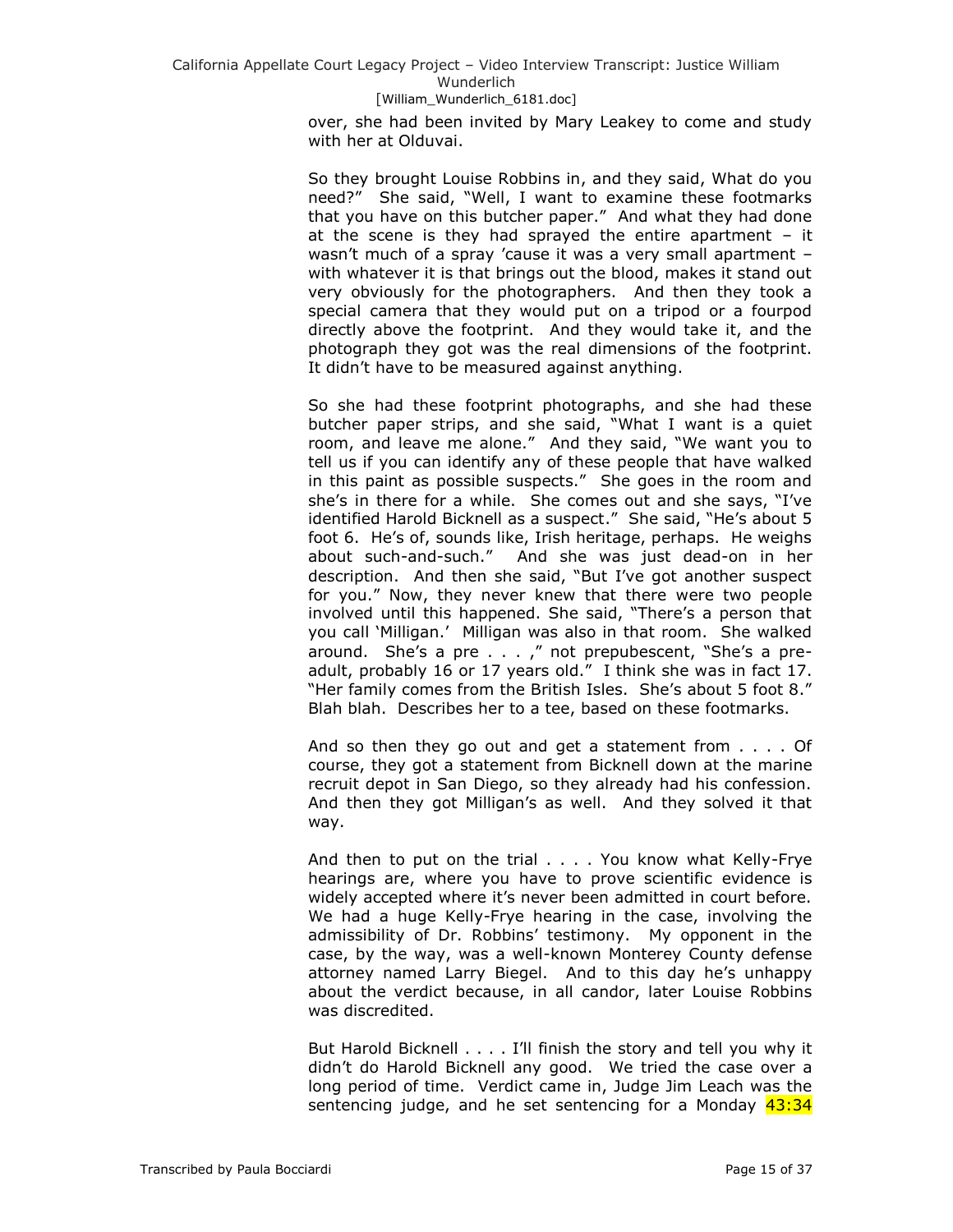over, she had been invited by Mary Leakey to come and study with her at Olduvai.

So they brought Louise Robbins in, and they said, What do you need?" She said, "Well, I want to examine these footmarks that you have on this butcher paper." And what they had done at the scene is they had sprayed the entire apartment – it wasn't much of a spray 'cause it was a very small apartment – with whatever it is that brings out the blood, makes it stand out very obviously for the photographers. And then they took a special camera that they would put on a tripod or a fourpod directly above the footprint. And they would take it, and the photograph they got was the real dimensions of the footprint. It didn't have to be measured against anything.

So she had these footprint photographs, and she had these butcher paper strips, and she said, "What I want is a quiet room, and leave me alone." And they said, "We want you to tell us if you can identify any of these people that have walked in this paint as possible suspects." She goes in the room and she's in there for a while. She comes out and she says, "I've identified Harold Bicknell as a suspect." She said, "He's about 5 foot 6. He's of, sounds like, Irish heritage, perhaps. He weighs about such-and-such." And she was just dead-on in her description. And then she said, "But I've got another suspect for you." Now, they never knew that there were two people involved until this happened. She said, "There's a person that you call 'Milligan.' Milligan was also in that room. She walked around. She's a pre . . . ," not prepubescent, "She's a pre-adult, probably 16 or 17 years old." I think she was in fact 17. "Her family comes from the British Isles. She's about 5 foot 8." Blah blah. Describes her to a tee, based on these footmarks.

And so then they go out and get a statement from . . . . Of course, they got a statement from Bicknell down at the marine recruit depot in San Diego, so they already had his confession. And then they got Milligan's as well. And they solved it that way.

And then to put on the trial . . . . You know what Kelly-Frye hearings are, where you have to prove scientific evidence is widely accepted where it's never been admitted in court before. We had a huge Kelly-Frye hearing in the case, involving the admissibility of Dr. Robbins' testimony. My opponent in the case, by the way, was a well-known Monterey County defense attorney named Larry Biegel. And to this day he's unhappy about the verdict because, in all candor, later Louise Robbins was discredited.

But Harold Bicknell . . . . I'll finish the story and tell you why it didn't do Harold Bicknell any good. We tried the case over a long period of time. Verdict came in, Judge Jim Leach was the sentencing judge, and he set sentencing for a Monday 43:34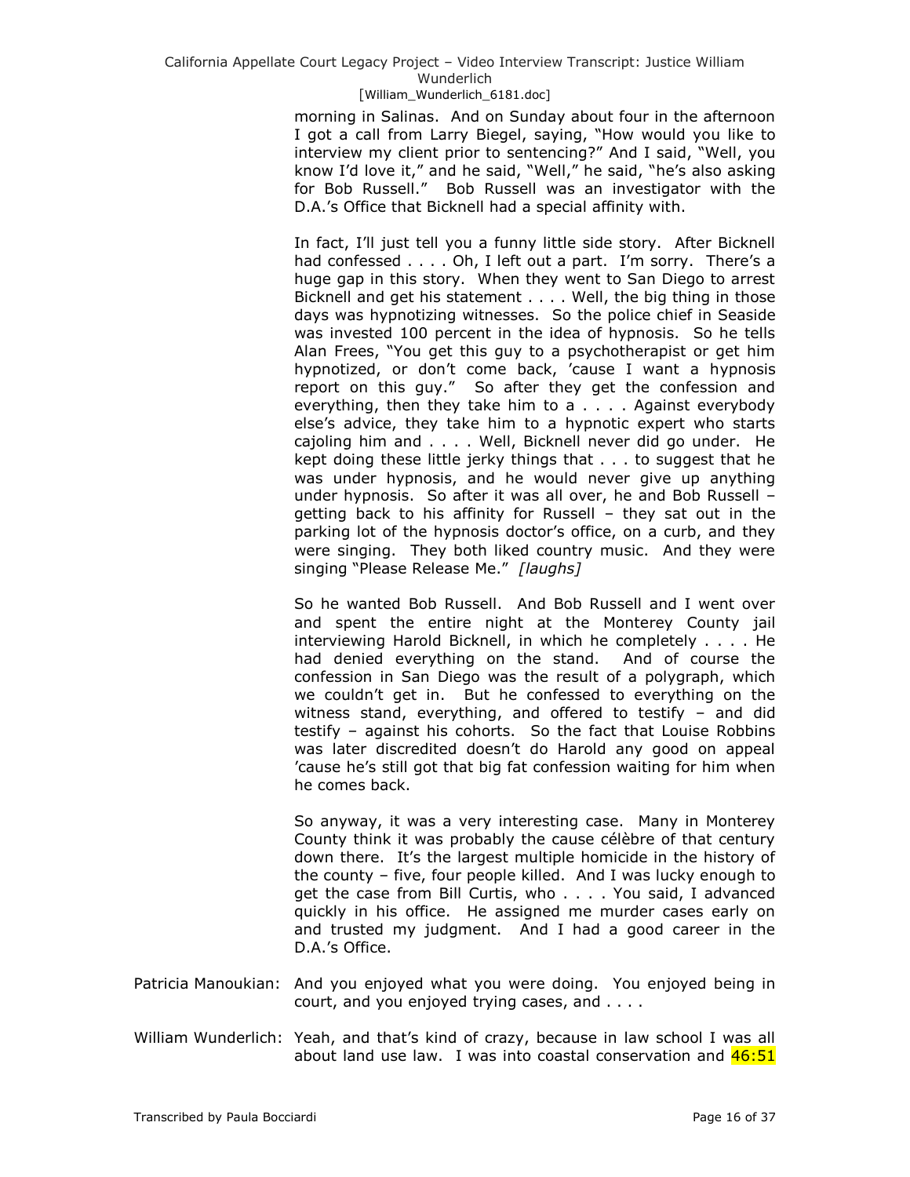morning in Salinas. And on Sunday about four in the afternoon I got a call from Larry Biegel, saying, "How would you like to interview my client prior to sentencing?" And I said, "Well, you know I'd love it," and he said, "Well," he said, "he's also asking for Bob Russell." Bob Russell was an investigator with the D.A.'s Office that Bicknell had a special affinity with.

In fact, I'll just tell you a funny little side story. After Bicknell had confessed . . . . Oh, I left out a part. I'm sorry. There's a huge gap in this story. When they went to San Diego to arrest Bicknell and get his statement . . . . Well, the big thing in those days was hypnotizing witnesses. So the police chief in Seaside was invested 100 percent in the idea of hypnosis. So he tells Alan Frees, "You get this guy to a psychotherapist or get him hypnotized, or don't come back, 'cause I want a hypnosis report on this guy." So after they get the confession and everything, then they take him to a . . . . Against everybody else's advice, they take him to a hypnotic expert who starts cajoling him and . . . . Well, Bicknell never did go under. He kept doing these little jerky things that . . . to suggest that he was under hypnosis, and he would never give up anything under hypnosis. So after it was all over, he and Bob Russell – getting back to his affinity for Russell – they sat out in the parking lot of the hypnosis doctor's office, on a curb, and they were singing. They both liked country music. And they were singing "Please Release Me." *[laughs]*

So he wanted Bob Russell. And Bob Russell and I went over and spent the entire night at the Monterey County jail interviewing Harold Bicknell, in which he completely . . . . He had denied everything on the stand. And of course the confession in San Diego was the result of a polygraph, which we couldn't get in. But he confessed to everything on the witness stand, everything, and offered to testify – and did testify – against his cohorts. So the fact that Louise Robbins was later discredited doesn't do Harold any good on appeal 'cause he's still got that big fat confession waiting for him when he comes back.

So anyway, it was a very interesting case. Many in Monterey County think it was probably the cause célèbre of that century down there. It's the largest multiple homicide in the history of the county – five, four people killed. And I was lucky enough to get the case from Bill Curtis, who . . . . You said, I advanced quickly in his office. He assigned me murder cases early on and trusted my judgment. And I had a good career in the D.A.'s Office.

Patricia Manoukian: And you enjoyed what you were doing. You enjoyed being in court, and you enjoyed trying cases, and . . . .

William Wunderlich: Yeah, and that's kind of crazy, because in law school I was all about land use law. I was into coastal conservation and 46:51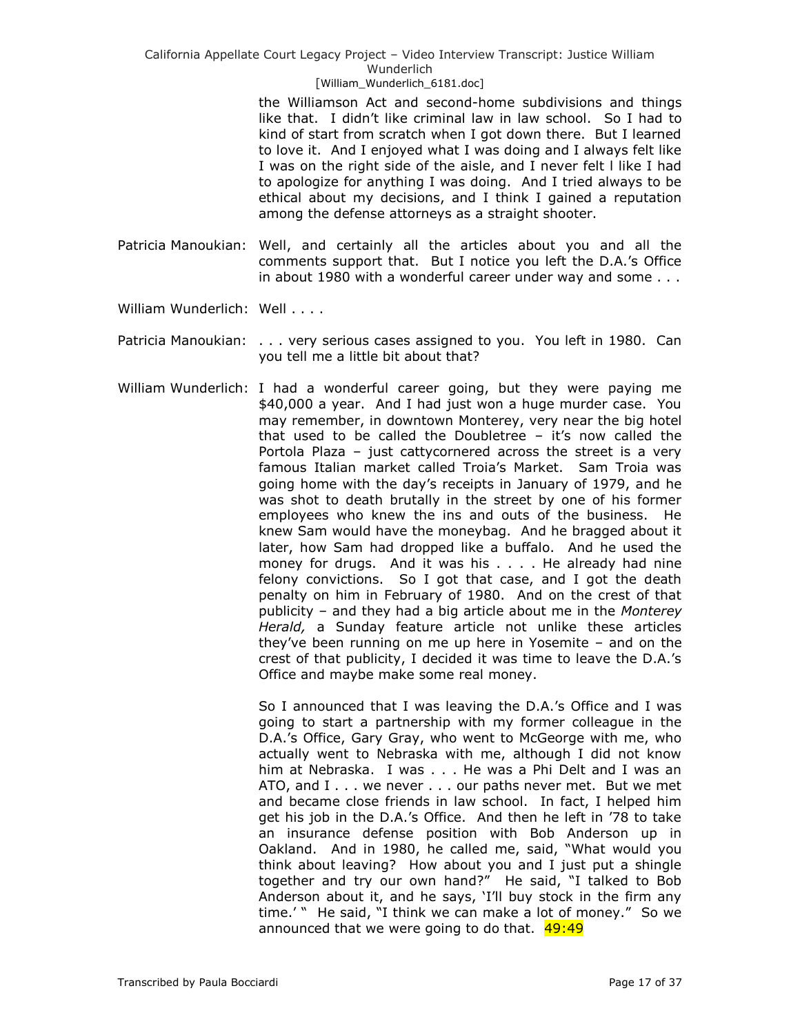the Williamson Act and second-home subdivisions and things like that. I didn't like criminal law in law school. So I had to kind of start from scratch when I got down there. But I learned to love it. And I enjoyed what I was doing and I always felt like I was on the right side of the aisle, and I never felt l like I had to apologize for anything I was doing. And I tried always to be ethical about my decisions, and I think I gained a reputation among the defense attorneys as a straight shooter.

Patricia Manoukian: Well, and certainly all the articles about you and all the comments support that. But I notice you left the D.A.'s Office in about 1980 with a wonderful career under way and some . . .

William Wunderlich: Well . . . .

Patricia Manoukian: . . . very serious cases assigned to you. You left in 1980. Can you tell me a little bit about that?

William Wunderlich: I had a wonderful career going, but they were paying me $40,000 a year. And I had just won a huge murder case. You may remember, in downtown Monterey, very near the big hotel that used to be called the Doubletree – it's now called the Portola Plaza – just cattycornered across the street is a very famous Italian market called Troia's Market. Sam Troia was going home with the day's receipts in January of 1979, and he was shot to death brutally in the street by one of his former employees who knew the ins and outs of the business. He knew Sam would have the moneybag. And he bragged about it later, how Sam had dropped like a buffalo. And he used the money for drugs. And it was his . . . . He already had nine felony convictions. So I got that case, and I got the death penalty on him in February of 1980. And on the crest of that publicity – and they had a big article about me in the *Monterey Herald,* a Sunday feature article not unlike these articles they've been running on me up here in Yosemite – and on the crest of that publicity, I decided it was time to leave the D.A.'s Office and maybe make some real money.

So I announced that I was leaving the D.A.'s Office and I was going to start a partnership with my former colleague in the D.A.'s Office, Gary Gray, who went to McGeorge with me, who actually went to Nebraska with me, although I did not know him at Nebraska. I was . . . He was a Phi Delt and I was an ATO, and I . . . we never . . . our paths never met. But we met and became close friends in law school. In fact, I helped him get his job in the D.A.'s Office. And then he left in '78 to take an insurance defense position with Bob Anderson up in Oakland. And in 1980, he called me, said, "What would you think about leaving? How about you and I just put a shingle together and try our own hand?" He said, "I talked to Bob Anderson about it, and he says, 'I'll buy stock in the firm any time.' " He said, "I think we can make a lot of money." So we announced that we were going to do that. 49:49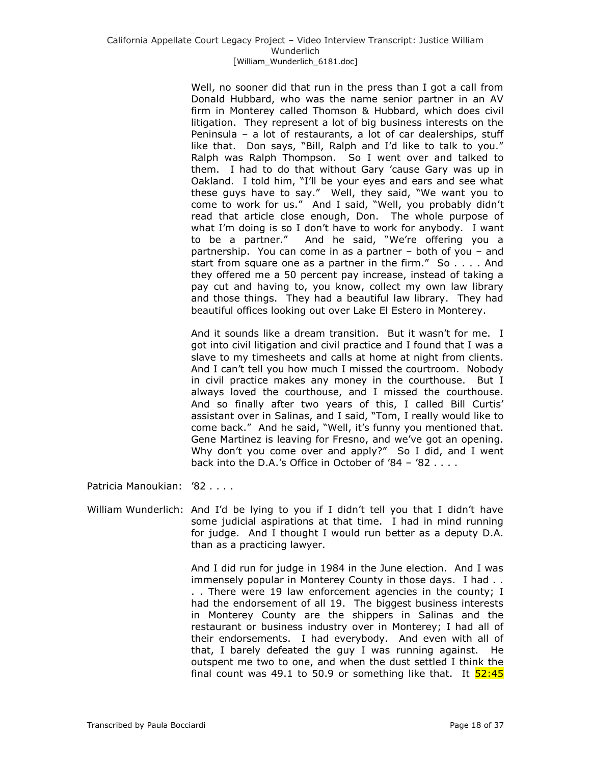Well, no sooner did that run in the press than I got a call from Donald Hubbard, who was the name senior partner in an AV firm in Monterey called Thomson & Hubbard, which does civil litigation. They represent a lot of big business interests on the Peninsula – a lot of restaurants, a lot of car dealerships, stuff like that. Don says, "Bill, Ralph and I'd like to talk to you." Ralph was Ralph Thompson. So I went over and talked to them. I had to do that without Gary 'cause Gary was up in Oakland. I told him, "I'll be your eyes and ears and see what these guys have to say." Well, they said, "We want you to come to work for us." And I said, "Well, you probably didn't read that article close enough, Don. The whole purpose of what I'm doing is so I don't have to work for anybody. I want to be a partner." And he said, "We're offering you a partnership. You can come in as a partner – both of you – and start from square one as a partner in the firm." So . . . . And they offered me a 50 percent pay increase, instead of taking a pay cut and having to, you know, collect my own law library and those things. They had a beautiful law library. They had beautiful offices looking out over Lake El Estero in Monterey.

And it sounds like a dream transition. But it wasn't for me. I got into civil litigation and civil practice and I found that I was a slave to my timesheets and calls at home at night from clients. And I can't tell you how much I missed the courtroom. Nobody in civil practice makes any money in the courthouse. But I always loved the courthouse, and I missed the courthouse. And so finally after two years of this, I called Bill Curtis' assistant over in Salinas, and I said, "Tom, I really would like to come back." And he said, "Well, it's funny you mentioned that. Gene Martinez is leaving for Fresno, and we've got an opening. Why don't you come over and apply?" So I did, and I went back into the D.A.'s Office in October of '84 – '82 . . . .

Patricia Manoukian: '82 . . . .

William Wunderlich: And I'd be lying to you if I didn't tell you that I didn't have some judicial aspirations at that time. I had in mind running for judge. And I thought I would run better as a deputy D.A. than as a practicing lawyer.

And I did run for judge in 1984 in the June election. And I was immensely popular in Monterey County in those days. I had . . . . There were 19 law enforcement agencies in the county; I had the endorsement of all 19. The biggest business interests in Monterey County are the shippers in Salinas and the restaurant or business industry over in Monterey; I had all of their endorsements. I had everybody. And even with all of that, I barely defeated the guy I was running against. He outspent me two to one, and when the dust settled I think the final count was 49.1 to 50.9 or something like that. It 52:45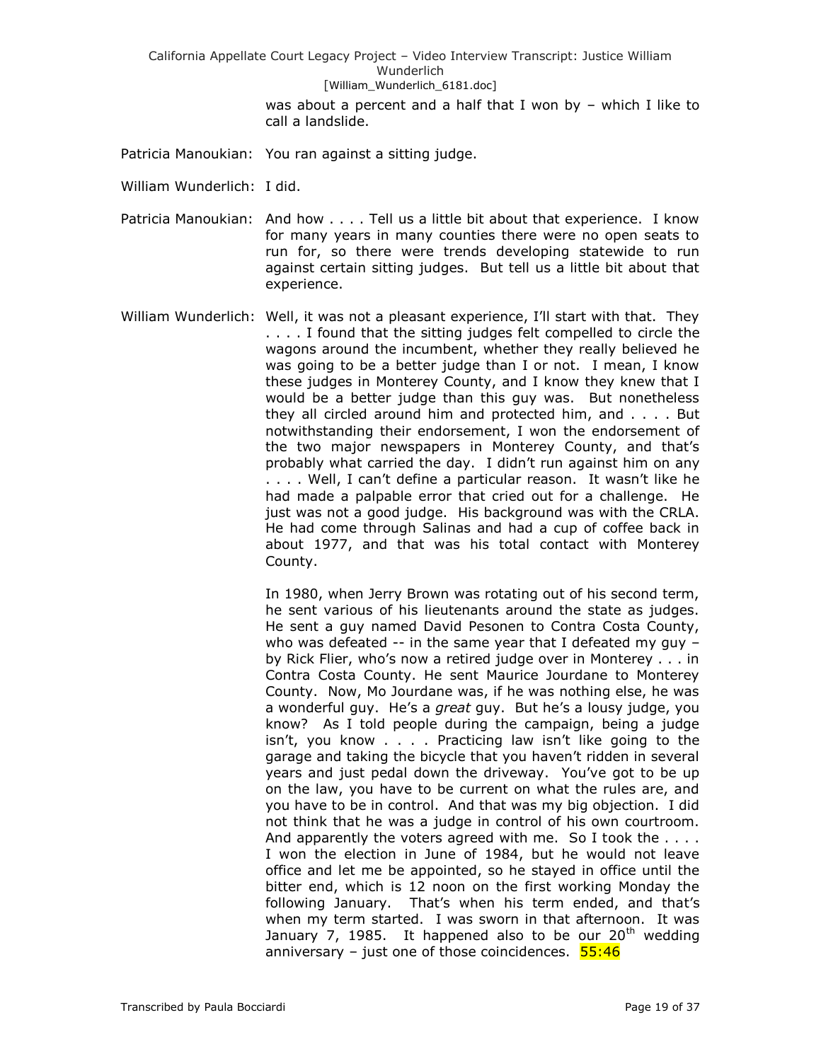was about a percent and a half that I won by – which I like to call a landslide.

Patricia Manoukian: You ran against a sitting judge.

William Wunderlich: I did.

Patricia Manoukian: And how . . . . Tell us a little bit about that experience. I know for many years in many counties there were no open seats to run for, so there were trends developing statewide to run against certain sitting judges. But tell us a little bit about that experience.

William Wunderlich: Well, it was not a pleasant experience, I'll start with that. They . . . . I found that the sitting judges felt compelled to circle the wagons around the incumbent, whether they really believed he was going to be a better judge than I or not. I mean, I know these judges in Monterey County, and I know they knew that I would be a better judge than this guy was. But nonetheless they all circled around him and protected him, and . . . . But notwithstanding their endorsement, I won the endorsement of the two major newspapers in Monterey County, and that's probably what carried the day. I didn't run against him on any . . . . Well, I can't define a particular reason. It wasn't like he had made a palpable error that cried out for a challenge. He just was not a good judge. His background was with the CRLA. He had come through Salinas and had a cup of coffee back in about 1977, and that was his total contact with Monterey County.

In 1980, when Jerry Brown was rotating out of his second term, he sent various of his lieutenants around the state as judges. He sent a guy named David Pesonen to Contra Costa County, who was defeated -- in the same year that I defeated my guy – by Rick Flier, who's now a retired judge over in Monterey . . . in Contra Costa County. He sent Maurice Jourdane to Monterey County. Now, Mo Jourdane was, if he was nothing else, he was a wonderful guy. He's a *great* guy. But he's a lousy judge, you know? As I told people during the campaign, being a judge isn't, you know . . . . Practicing law isn't like going to the garage and taking the bicycle that you haven't ridden in several years and just pedal down the driveway. You've got to be up on the law, you have to be current on what the rules are, and you have to be in control. And that was my big objection. I did not think that he was a judge in control of his own courtroom. And apparently the voters agreed with me. So I took the . . . . I won the election in June of 1984, but he would not leave office and let me be appointed, so he stayed in office until the bitter end, which is 12 noon on the first working Monday the following January. That's when his term ended, and that's when my term started. I was sworn in that afternoon. It was January 7, 1985. It happened also to be our 20th wedding anniversary – just one of those coincidences. 55:46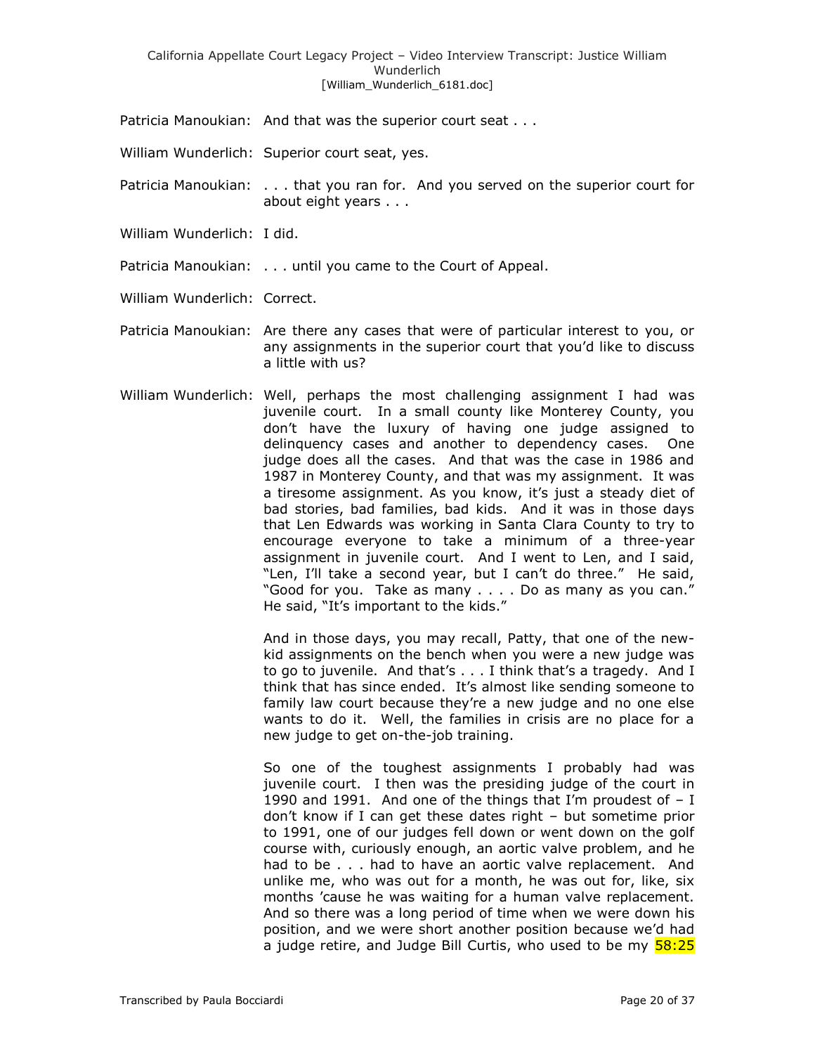Patricia Manoukian: And that was the superior court seat . . .

William Wunderlich: Superior court seat, yes.

Patricia Manoukian: . . . that you ran for. And you served on the superior court for about eight years . . .

William Wunderlich: I did.

Patricia Manoukian: . . . until you came to the Court of Appeal.

William Wunderlich: Correct.

Patricia Manoukian: Are there any cases that were of particular interest to you, or any assignments in the superior court that you'd like to discuss a little with us?

William Wunderlich: Well, perhaps the most challenging assignment I had was juvenile court. In a small county like Monterey County, you don't have the luxury of having one judge assigned to delinquency cases and another to dependency cases. One judge does all the cases. And that was the case in 1986 and 1987 in Monterey County, and that was my assignment. It was a tiresome assignment. As you know, it's just a steady diet of bad stories, bad families, bad kids. And it was in those days that Len Edwards was working in Santa Clara County to try to encourage everyone to take a minimum of a three-year assignment in juvenile court. And I went to Len, and I said, "Len, I'll take a second year, but I can't do three." He said, "Good for you. Take as many . . . . Do as many as you can." He said, "It's important to the kids."

And in those days, you may recall, Patty, that one of the new-kid assignments on the bench when you were a new judge was to go to juvenile. And that's . . . I think that's a tragedy. And I think that has since ended. It's almost like sending someone to family law court because they're a new judge and no one else wants to do it. Well, the families in crisis are no place for a new judge to get on-the-job training.

So one of the toughest assignments I probably had was juvenile court. I then was the presiding judge of the court in 1990 and 1991. And one of the things that I'm proudest of – I don't know if I can get these dates right – but sometime prior to 1991, one of our judges fell down or went down on the golf course with, curiously enough, an aortic valve problem, and he had to be . . . had to have an aortic valve replacement. And unlike me, who was out for a month, he was out for, like, six months 'cause he was waiting for a human valve replacement. And so there was a long period of time when we were down his position, and we were short another position because we'd had a judge retire, and Judge Bill Curtis, who used to be my 58:25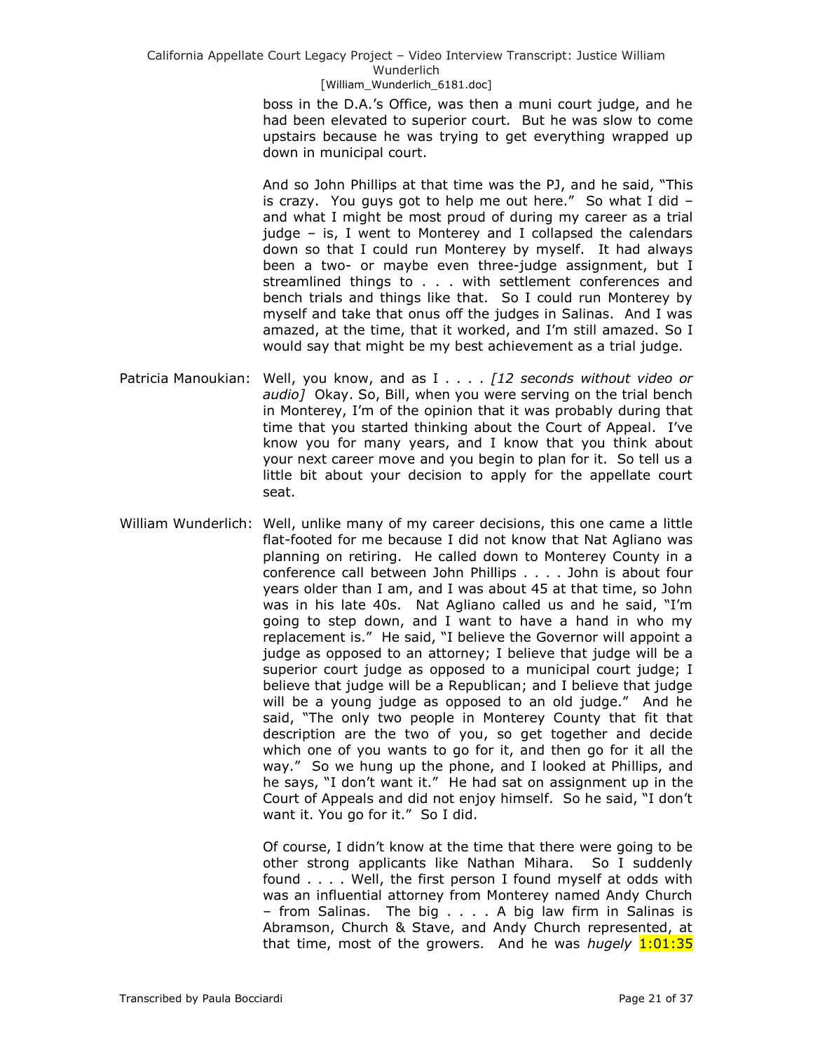boss in the D.A.'s Office, was then a muni court judge, and he had been elevated to superior court. But he was slow to come upstairs because he was trying to get everything wrapped up down in municipal court.

And so John Phillips at that time was the PJ, and he said, "This is crazy. You guys got to help me out here." So what I did – and what I might be most proud of during my career as a trial judge – is, I went to Monterey and I collapsed the calendars down so that I could run Monterey by myself. It had always been a two- or maybe even three-judge assignment, but I streamlined things to . . . with settlement conferences and bench trials and things like that. So I could run Monterey by myself and take that onus off the judges in Salinas. And I was amazed, at the time, that it worked, and I'm still amazed. So I would say that might be my best achievement as a trial judge.

Patricia Manoukian: Well, you know, and as I . . . . *[12 seconds without video or audio]* Okay. So, Bill, when you were serving on the trial bench in Monterey, I'm of the opinion that it was probably during that time that you started thinking about the Court of Appeal. I've know you for many years, and I know that you think about your next career move and you begin to plan for it. So tell us a little bit about your decision to apply for the appellate court seat.

William Wunderlich: Well, unlike many of my career decisions, this one came a little flat-footed for me because I did not know that Nat Agliano was planning on retiring. He called down to Monterey County in a conference call between John Phillips . . . . John is about four years older than I am, and I was about 45 at that time, so John was in his late 40s. Nat Agliano called us and he said, "I'm going to step down, and I want to have a hand in who my replacement is." He said, "I believe the Governor will appoint a judge as opposed to an attorney; I believe that judge will be a superior court judge as opposed to a municipal court judge; I believe that judge will be a Republican; and I believe that judge will be a young judge as opposed to an old judge." And he said, "The only two people in Monterey County that fit that description are the two of you, so get together and decide which one of you wants to go for it, and then go for it all the way." So we hung up the phone, and I looked at Phillips, and he says, "I don't want it." He had sat on assignment up in the Court of Appeals and did not enjoy himself. So he said, "I don't want it. You go for it." So I did.

Of course, I didn't know at the time that there were going to be other strong applicants like Nathan Mihara. So I suddenly found . . . . Well, the first person I found myself at odds with was an influential attorney from Monterey named Andy Church – from Salinas. The big . . . . A big law firm in Salinas is Abramson, Church & Stave, and Andy Church represented, at that time, most of the growers. And he was *hugely* 1:01:35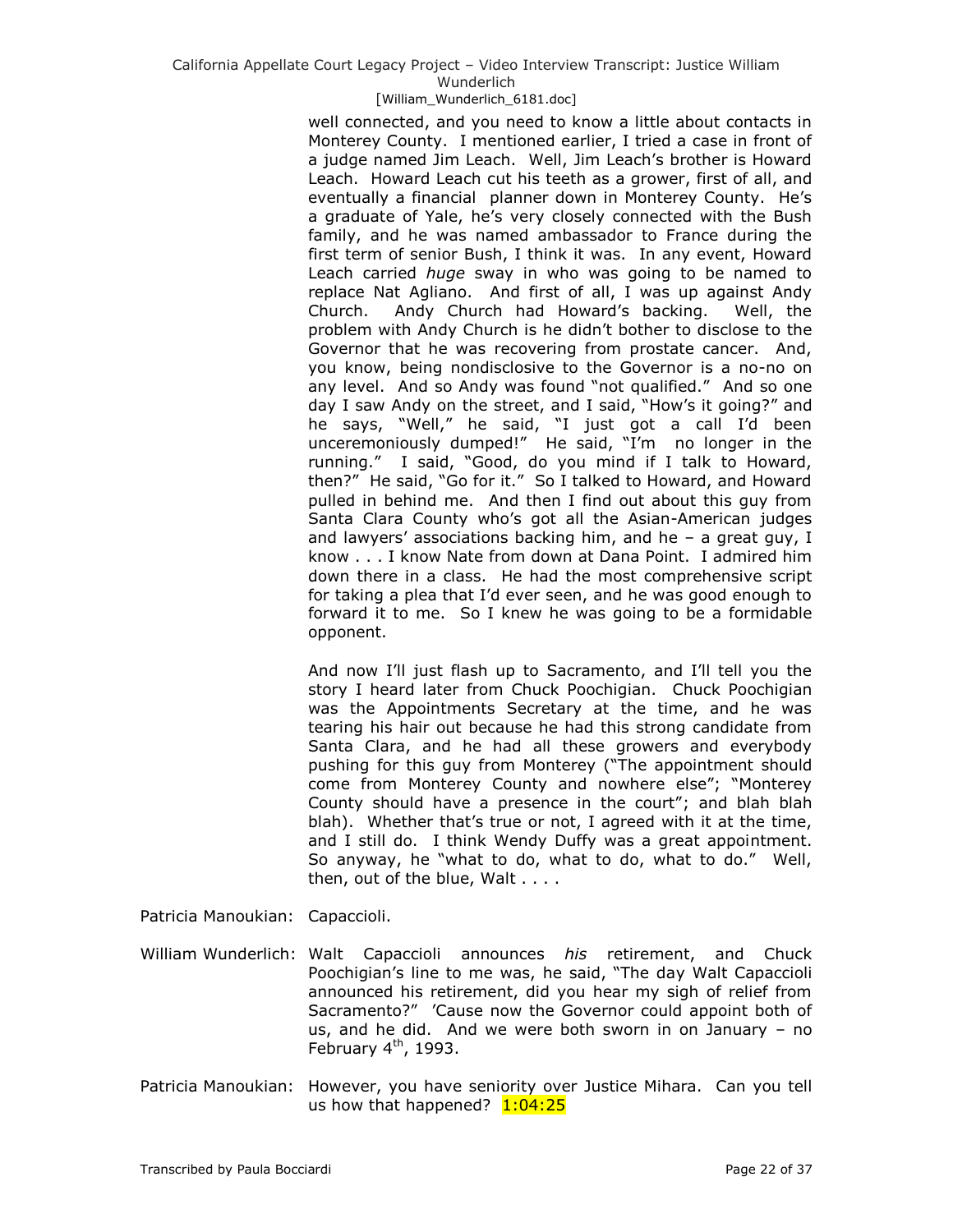well connected, and you need to know a little about contacts in Monterey County. I mentioned earlier, I tried a case in front of a judge named Jim Leach. Well, Jim Leach's brother is Howard Leach. Howard Leach cut his teeth as a grower, first of all, and eventually a financial planner down in Monterey County. He's a graduate of Yale, he's very closely connected with the Bush family, and he was named ambassador to France during the first term of senior Bush, I think it was. In any event, Howard Leach carried *huge* sway in who was going to be named to replace Nat Agliano. And first of all, I was up against Andy Church. Andy Church had Howard's backing. Well, the problem with Andy Church is he didn't bother to disclose to the Governor that he was recovering from prostate cancer. And, you know, being nondisclosive to the Governor is a no-no on any level. And so Andy was found "not qualified." And so one day I saw Andy on the street, and I said, "How's it going?" and he says, "Well," he said, "I just got a call I'd been unceremoniously dumped!" He said, "I'm no longer in the running." I said, "Good, do you mind if I talk to Howard, then?" He said, "Go for it." So I talked to Howard, and Howard pulled in behind me. And then I find out about this guy from Santa Clara County who's got all the Asian-American judges and lawyers' associations backing him, and he – a great guy, I know . . . I know Nate from down at Dana Point. I admired him down there in a class. He had the most comprehensive script for taking a plea that I'd ever seen, and he was good enough to forward it to me. So I knew he was going to be a formidable opponent.

And now I'll just flash up to Sacramento, and I'll tell you the story I heard later from Chuck Poochigian. Chuck Poochigian was the Appointments Secretary at the time, and he was tearing his hair out because he had this strong candidate from Santa Clara, and he had all these growers and everybody pushing for this guy from Monterey ("The appointment should come from Monterey County and nowhere else"; "Monterey County should have a presence in the court"; and blah blah blah). Whether that's true or not, I agreed with it at the time, and I still do. I think Wendy Duffy was a great appointment. So anyway, he "what to do, what to do, what to do." Well, then, out of the blue, Walt . . . .

Patricia Manoukian: Capaccioli.

William Wunderlich: Walt Capaccioli announces *his* retirement, and Chuck Poochigian's line to me was, he said, "The day Walt Capaccioli announced his retirement, did you hear my sigh of relief from Sacramento?" 'Cause now the Governor could appoint both of us, and he did. And we were both sworn in on January – no February 4th, 1993.

Patricia Manoukian: However, you have seniority over Justice Mihara. Can you tell us how that happened? 1:04:25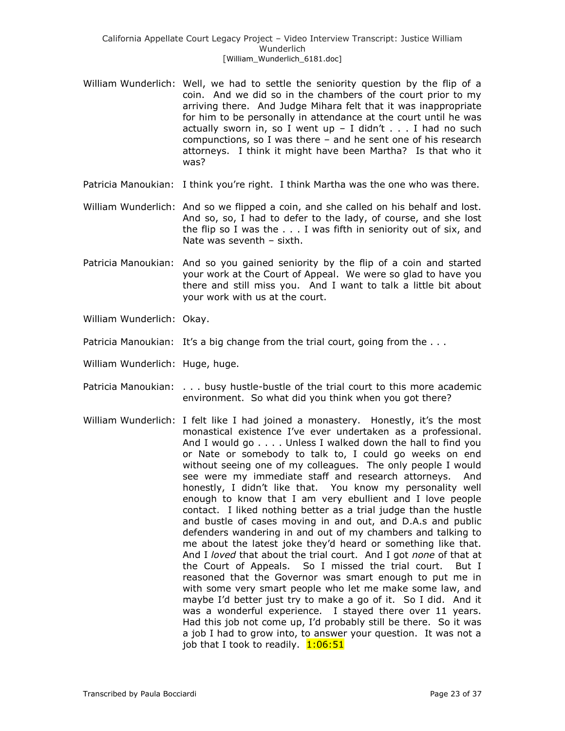William Wunderlich: Well, we had to settle the seniority question by the flip of a coin. And we did so in the chambers of the court prior to my arriving there. And Judge Mihara felt that it was inappropriate for him to be personally in attendance at the court until he was actually sworn in, so I went up – I didn't . . . I had no such compunctions, so I was there – and he sent one of his research attorneys. I think it might have been Martha? Is that who it was?

Patricia Manoukian: I think you're right. I think Martha was the one who was there.

William Wunderlich: And so we flipped a coin, and she called on his behalf and lost. And so, so, I had to defer to the lady, of course, and she lost the flip so I was the . . . I was fifth in seniority out of six, and Nate was seventh – sixth.

Patricia Manoukian: And so you gained seniority by the flip of a coin and started your work at the Court of Appeal. We were so glad to have you there and still miss you. And I want to talk a little bit about your work with us at the court.

William Wunderlich: Okay.

Patricia Manoukian: It's a big change from the trial court, going from the . . .

William Wunderlich: Huge, huge.

Patricia Manoukian: . . . busy hustle-bustle of the trial court to this more academic environment. So what did you think when you got there?

William Wunderlich: I felt like I had joined a monastery. Honestly, it's the most monastical existence I've ever undertaken as a professional. And I would go . . . . Unless I walked down the hall to find you or Nate or somebody to talk to, I could go weeks on end without seeing one of my colleagues. The only people I would see were my immediate staff and research attorneys. And honestly, I didn't like that. You know my personality well enough to know that I am very ebullient and I love people contact. I liked nothing better as a trial judge than the hustle and bustle of cases moving in and out, and D.A.s and public defenders wandering in and out of my chambers and talking to me about the latest joke they'd heard or something like that. And I *loved* that about the trial court. And I got *none* of that at the Court of Appeals. So I missed the trial court. But I reasoned that the Governor was smart enough to put me in with some very smart people who let me make some law, and maybe I'd better just try to make a go of it. So I did. And it was a wonderful experience. I stayed there over 11 years. Had this job not come up, I'd probably still be there. So it was a job I had to grow into, to answer your question. It was not a job that I took to readily. 1:06:51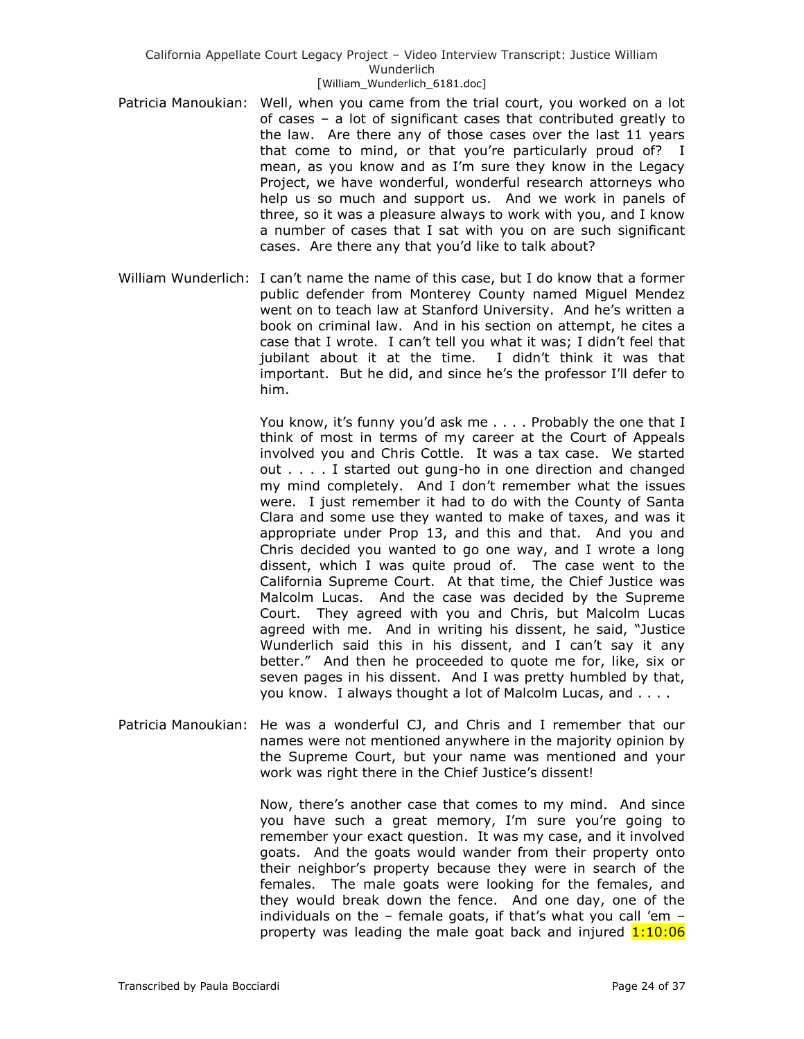Patricia Manoukian: Well, when you came from the trial court, you worked on a lot of cases – a lot of significant cases that contributed greatly to the law. Are there any of those cases over the last 11 years that come to mind, or that you're particularly proud of? I mean, as you know and as I'm sure they know in the Legacy Project, we have wonderful, wonderful research attorneys who help us so much and support us. And we work in panels of three, so it was a pleasure always to work with you, and I know a number of cases that I sat with you on are such significant cases. Are there any that you'd like to talk about?

William Wunderlich: I can't name the name of this case, but I do know that a former public defender from Monterey County named Miguel Mendez went on to teach law at Stanford University. And he's written a book on criminal law. And in his section on attempt, he cites a case that I wrote. I can't tell you what it was; I didn't feel that jubilant about it at the time. I didn't think it was that important. But he did, and since he's the professor I'll defer to him.

You know, it's funny you'd ask me . . . . Probably the one that I think of most in terms of my career at the Court of Appeals involved you and Chris Cottle. It was a tax case. We started out . . . . I started out gung-ho in one direction and changed my mind completely. And I don't remember what the issues were. I just remember it had to do with the County of Santa Clara and some use they wanted to make of taxes, and was it appropriate under Prop 13, and this and that. And you and Chris decided you wanted to go one way, and I wrote a long dissent, which I was quite proud of. The case went to the California Supreme Court. At that time, the Chief Justice was Malcolm Lucas. And the case was decided by the Supreme Court. They agreed with you and Chris, but Malcolm Lucas agreed with me. And in writing his dissent, he said, "Justice Wunderlich said this in his dissent, and I can't say it any better." And then he proceeded to quote me for, like, six or seven pages in his dissent. And I was pretty humbled by that, you know. I always thought a lot of Malcolm Lucas, and . . . .

Patricia Manoukian: He was a wonderful CJ, and Chris and I remember that our names were not mentioned anywhere in the majority opinion by the Supreme Court, but your name was mentioned and your work was right there in the Chief Justice's dissent!

Now, there's another case that comes to my mind. And since you have such a great memory, I'm sure you're going to remember your exact question. It was my case, and it involved goats. And the goats would wander from their property onto their neighbor's property because they were in search of the females. The male goats were looking for the females, and they would break down the fence. And one day, one of the individuals on the – female goats, if that's what you call 'em – property was leading the male goat back and injured 1:10:06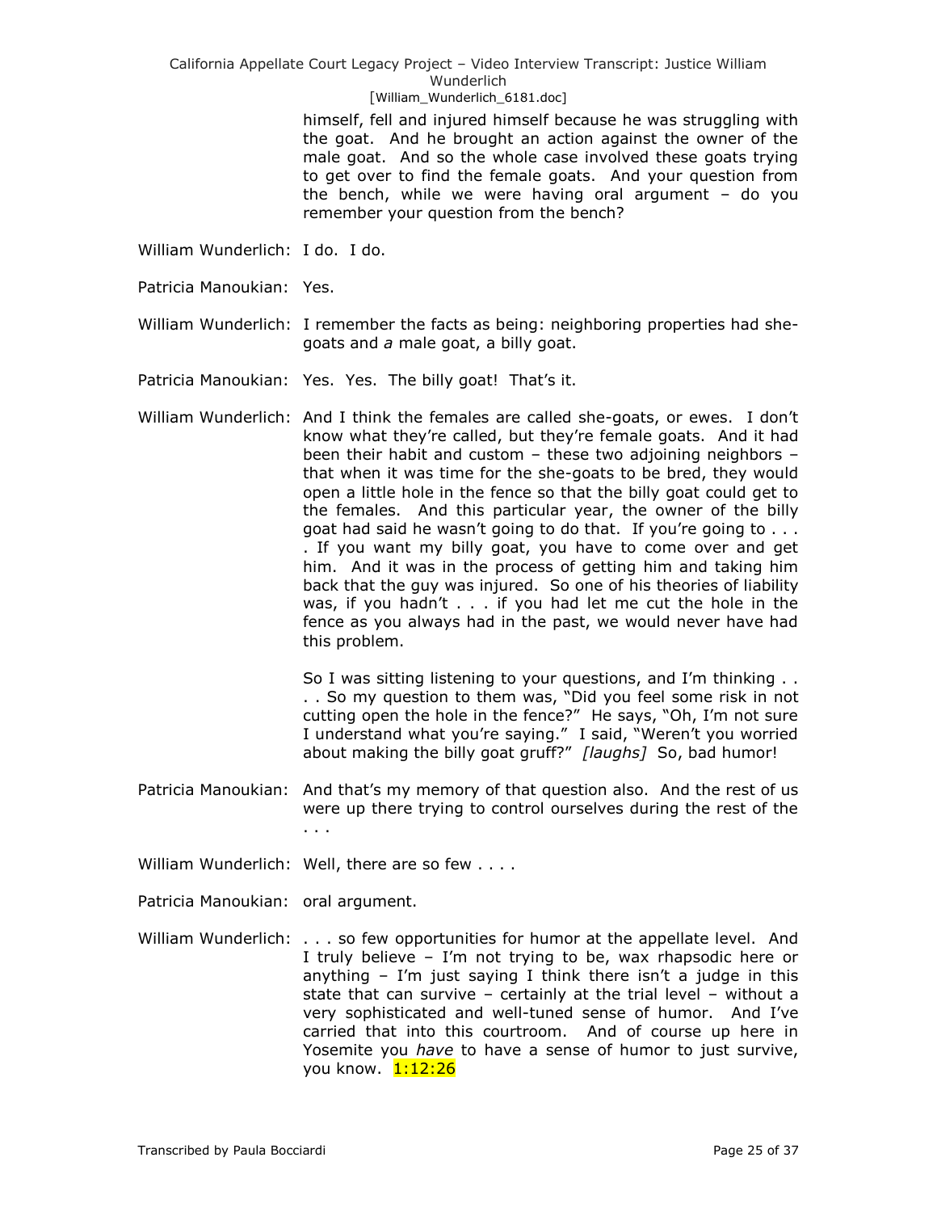himself, fell and injured himself because he was struggling with the goat. And he brought an action against the owner of the male goat. And so the whole case involved these goats trying to get over to find the female goats. And your question from the bench, while we were having oral argument – do you remember your question from the bench?

William Wunderlich: I do. I do.

Patricia Manoukian: Yes.

William Wunderlich: I remember the facts as being: neighboring properties had she-goats and *a* male goat, a billy goat.

Patricia Manoukian: Yes. Yes. The billy goat! That's it.

William Wunderlich: And I think the females are called she-goats, or ewes. I don't know what they're called, but they're female goats. And it had been their habit and custom – these two adjoining neighbors – that when it was time for the she-goats to be bred, they would open a little hole in the fence so that the billy goat could get to the females. And this particular year, the owner of the billy goat had said he wasn't going to do that. If you're going to . . . . If you want my billy goat, you have to come over and get him. And it was in the process of getting him and taking him back that the guy was injured. So one of his theories of liability was, if you hadn't . . . if you had let me cut the hole in the fence as you always had in the past, we would never have had this problem.

So I was sitting listening to your questions, and I'm thinking . . . . So my question to them was, "Did you feel some risk in not cutting open the hole in the fence?" He says, "Oh, I'm not sure I understand what you're saying." I said, "Weren't you worried about making the billy goat gruff?" *[laughs]* So, bad humor!

Patricia Manoukian: And that's my memory of that question also. And the rest of us were up there trying to control ourselves during the rest of the . . .

William Wunderlich: Well, there are so few . . . .

Patricia Manoukian: oral argument.

William Wunderlich: . . . so few opportunities for humor at the appellate level. And I truly believe – I'm not trying to be, wax rhapsodic here or anything – I'm just saying I think there isn't a judge in this state that can survive – certainly at the trial level – without a very sophisticated and well-tuned sense of humor. And I've carried that into this courtroom. And of course up here in Yosemite you *have* to have a sense of humor to just survive, you know. 1:12:26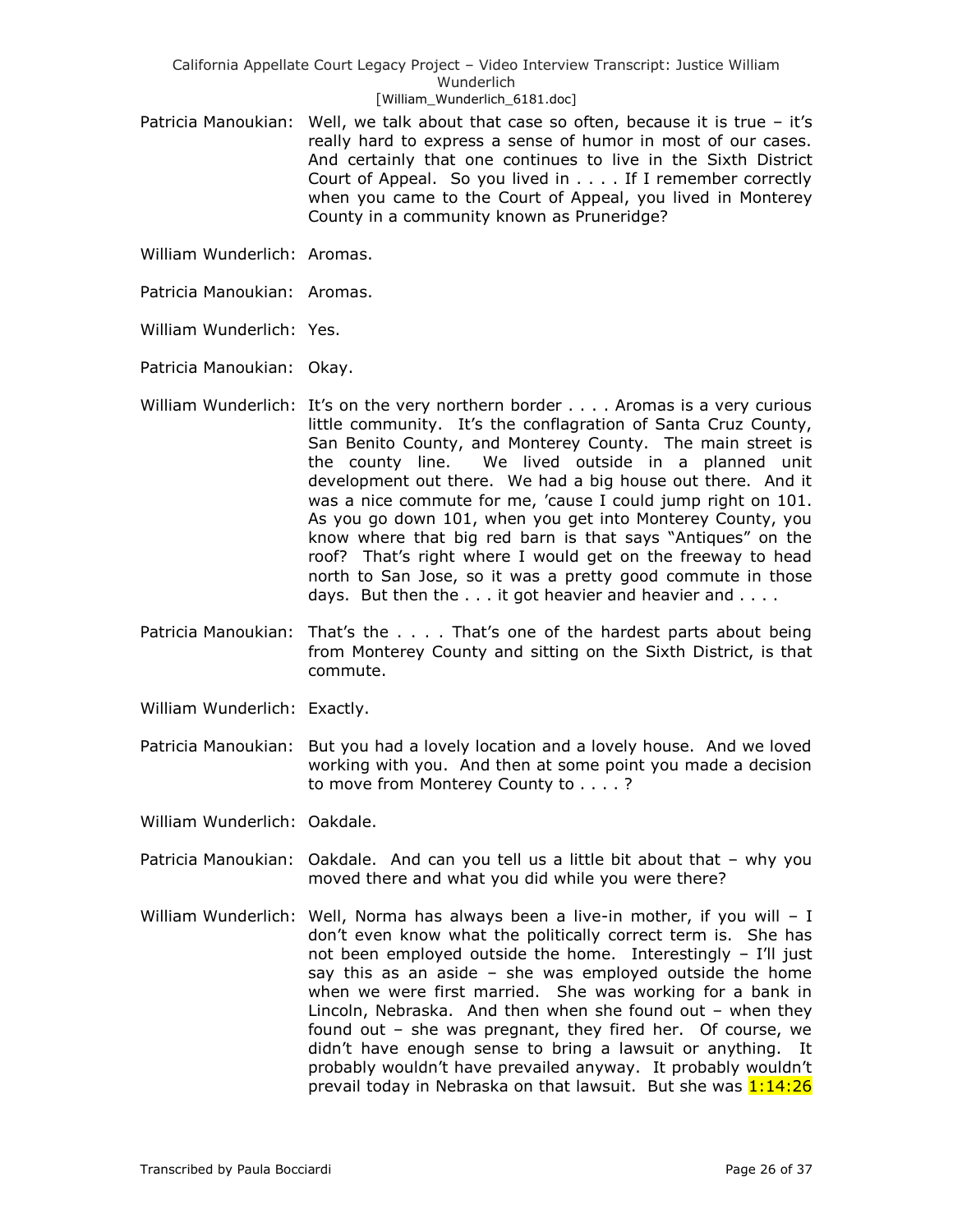Patricia Manoukian: Well, we talk about that case so often, because it is true – it's really hard to express a sense of humor in most of our cases. And certainly that one continues to live in the Sixth District Court of Appeal. So you lived in . . . . If I remember correctly when you came to the Court of Appeal, you lived in Monterey County in a community known as Pruneridge?

William Wunderlich: Aromas.

Patricia Manoukian: Aromas.

William Wunderlich: Yes.

Patricia Manoukian: Okay.

William Wunderlich: It's on the very northern border . . . . Aromas is a very curious little community. It's the conflagration of Santa Cruz County, San Benito County, and Monterey County. The main street is the county line. We lived outside in a planned unit development out there. We had a big house out there. And it was a nice commute for me, 'cause I could jump right on 101. As you go down 101, when you get into Monterey County, you know where that big red barn is that says "Antiques" on the roof? That's right where I would get on the freeway to head north to San Jose, so it was a pretty good commute in those days. But then the . . . it got heavier and heavier and . . . .

Patricia Manoukian: That's the . . . . That's one of the hardest parts about being from Monterey County and sitting on the Sixth District, is that commute.

William Wunderlich: Exactly.

Patricia Manoukian: But you had a lovely location and a lovely house. And we loved working with you. And then at some point you made a decision to move from Monterey County to . . . . ?

William Wunderlich: Oakdale.

Patricia Manoukian: Oakdale. And can you tell us a little bit about that – why you moved there and what you did while you were there?

William Wunderlich: Well, Norma has always been a live-in mother, if you will – I don't even know what the politically correct term is. She has not been employed outside the home. Interestingly – I'll just say this as an aside – she was employed outside the home when we were first married. She was working for a bank in Lincoln, Nebraska. And then when she found out – when they found out – she was pregnant, they fired her. Of course, we didn't have enough sense to bring a lawsuit or anything. It probably wouldn't have prevailed anyway. It probably wouldn't prevail today in Nebraska on that lawsuit. But she was 1:14:26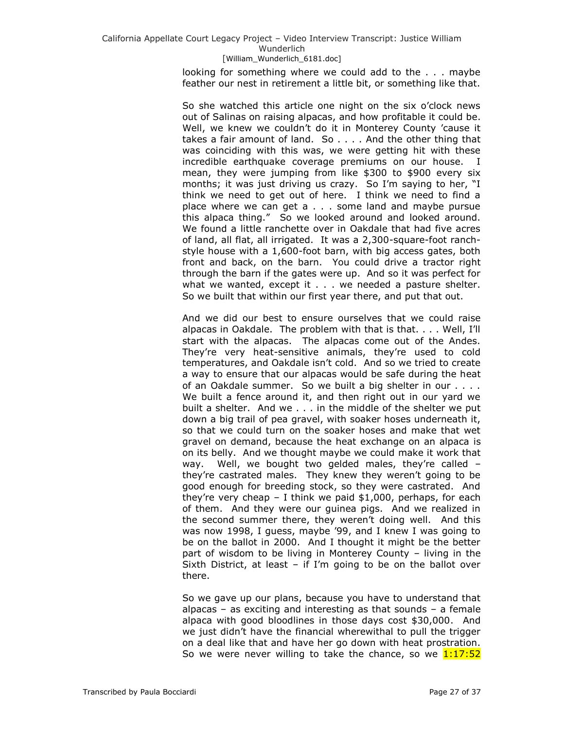looking for something where we could add to the . . . maybe feather our nest in retirement a little bit, or something like that.

So she watched this article one night on the six o'clock news out of Salinas on raising alpacas, and how profitable it could be. Well, we knew we couldn't do it in Monterey County 'cause it takes a fair amount of land. So . . . . And the other thing that was coinciding with this was, we were getting hit with these incredible earthquake coverage premiums on our house. I mean, they were jumping from like $300 to $900 every six months; it was just driving us crazy. So I'm saying to her, "I think we need to get out of here. I think we need to find a place where we can get a . . . some land and maybe pursue this alpaca thing." So we looked around and looked around. We found a little ranchette over in Oakdale that had five acres of land, all flat, all irrigated. It was a 2,300-square-foot ranch-style house with a 1,600-foot barn, with big access gates, both front and back, on the barn. You could drive a tractor right through the barn if the gates were up. And so it was perfect for what we wanted, except it . . . we needed a pasture shelter. So we built that within our first year there, and put that out.

And we did our best to ensure ourselves that we could raise alpacas in Oakdale. The problem with that is that. . . . Well, I'll start with the alpacas. The alpacas come out of the Andes. They're very heat-sensitive animals, they're used to cold temperatures, and Oakdale isn't cold. And so we tried to create a way to ensure that our alpacas would be safe during the heat of an Oakdale summer. So we built a big shelter in our . . . . We built a fence around it, and then right out in our yard we built a shelter. And we . . . in the middle of the shelter we put down a big trail of pea gravel, with soaker hoses underneath it, so that we could turn on the soaker hoses and make that wet gravel on demand, because the heat exchange on an alpaca is on its belly. And we thought maybe we could make it work that way. Well, we bought two gelded males, they're called – they're castrated males. They knew they weren't going to be good enough for breeding stock, so they were castrated. And they're very cheap – I think we paid $1,000, perhaps, for each of them. And they were our guinea pigs. And we realized in the second summer there, they weren't doing well. And this was now 1998, I guess, maybe '99, and I knew I was going to be on the ballot in 2000. And I thought it might be the better part of wisdom to be living in Monterey County – living in the Sixth District, at least – if I'm going to be on the ballot over there.

So we gave up our plans, because you have to understand that alpacas – as exciting and interesting as that sounds – a female alpaca with good bloodlines in those days cost $30,000. And we just didn't have the financial wherewithal to pull the trigger on a deal like that and have her go down with heat prostration. So we were never willing to take the chance, so we 1:17:52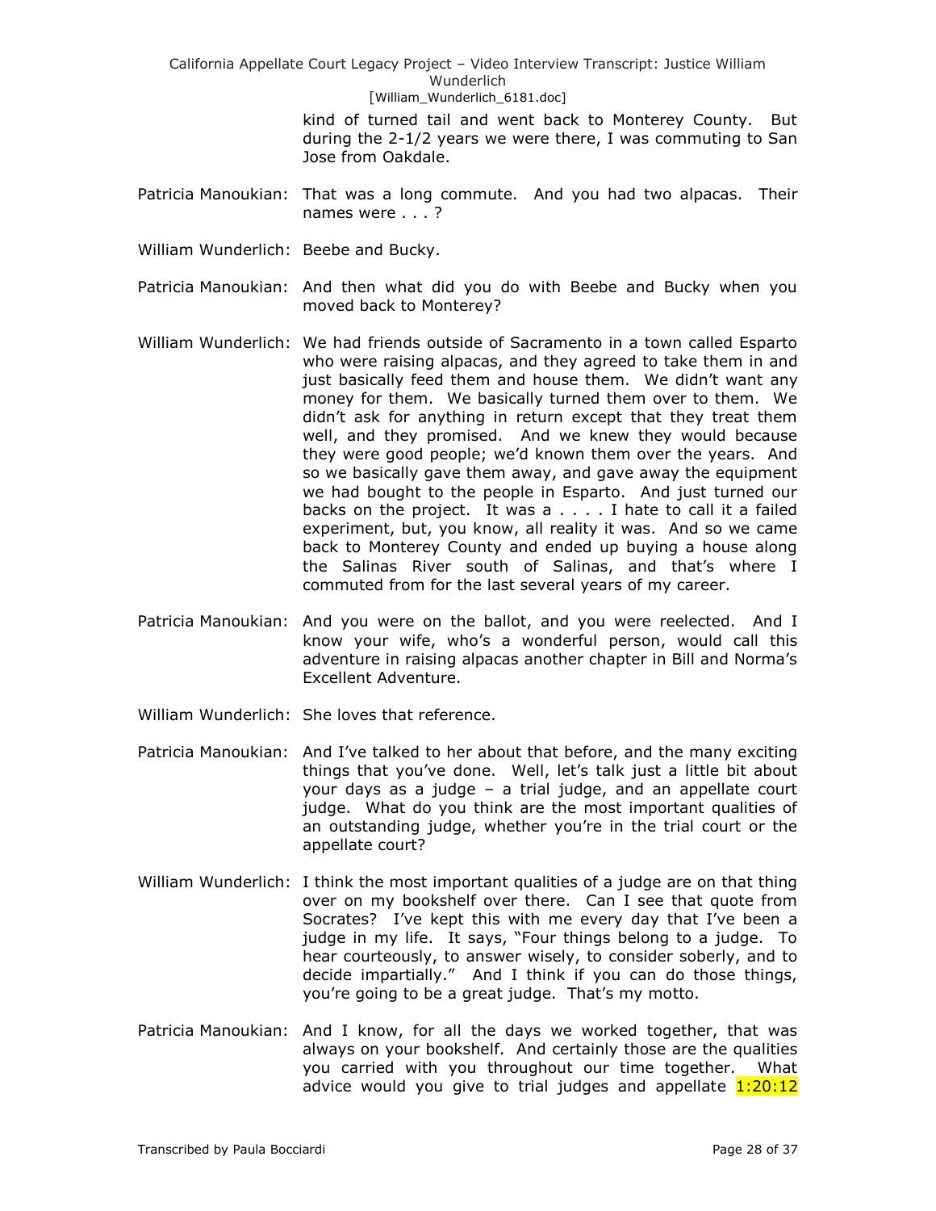kind of turned tail and went back to Monterey County. But during the 2-1/2 years we were there, I was commuting to San Jose from Oakdale.

Patricia Manoukian: That was a long commute. And you had two alpacas. Their names were . . . ?

William Wunderlich: Beebe and Bucky.

Patricia Manoukian: And then what did you do with Beebe and Bucky when you moved back to Monterey?

William Wunderlich: We had friends outside of Sacramento in a town called Esparto who were raising alpacas, and they agreed to take them in and just basically feed them and house them. We didn't want any money for them. We basically turned them over to them. We didn't ask for anything in return except that they treat them well, and they promised. And we knew they would because they were good people; we'd known them over the years. And so we basically gave them away, and gave away the equipment we had bought to the people in Esparto. And just turned our backs on the project. It was a . . . . I hate to call it a failed experiment, but, you know, all reality it was. And so we came back to Monterey County and ended up buying a house along the Salinas River south of Salinas, and that's where I commuted from for the last several years of my career.

Patricia Manoukian: And you were on the ballot, and you were reelected. And I know your wife, who's a wonderful person, would call this adventure in raising alpacas another chapter in Bill and Norma's Excellent Adventure.

William Wunderlich: She loves that reference.

Patricia Manoukian: And I've talked to her about that before, and the many exciting things that you've done. Well, let's talk just a little bit about your days as a judge – a trial judge, and an appellate court judge. What do you think are the most important qualities of an outstanding judge, whether you're in the trial court or the appellate court?

William Wunderlich: I think the most important qualities of a judge are on that thing over on my bookshelf over there. Can I see that quote from Socrates? I've kept this with me every day that I've been a judge in my life. It says, "Four things belong to a judge. To hear courteously, to answer wisely, to consider soberly, and to decide impartially." And I think if you can do those things, you're going to be a great judge. That's my motto.

Patricia Manoukian: And I know, for all the days we worked together, that was always on your bookshelf. And certainly those are the qualities you carried with you throughout our time together. What advice would you give to trial judges and appellate 1:20:12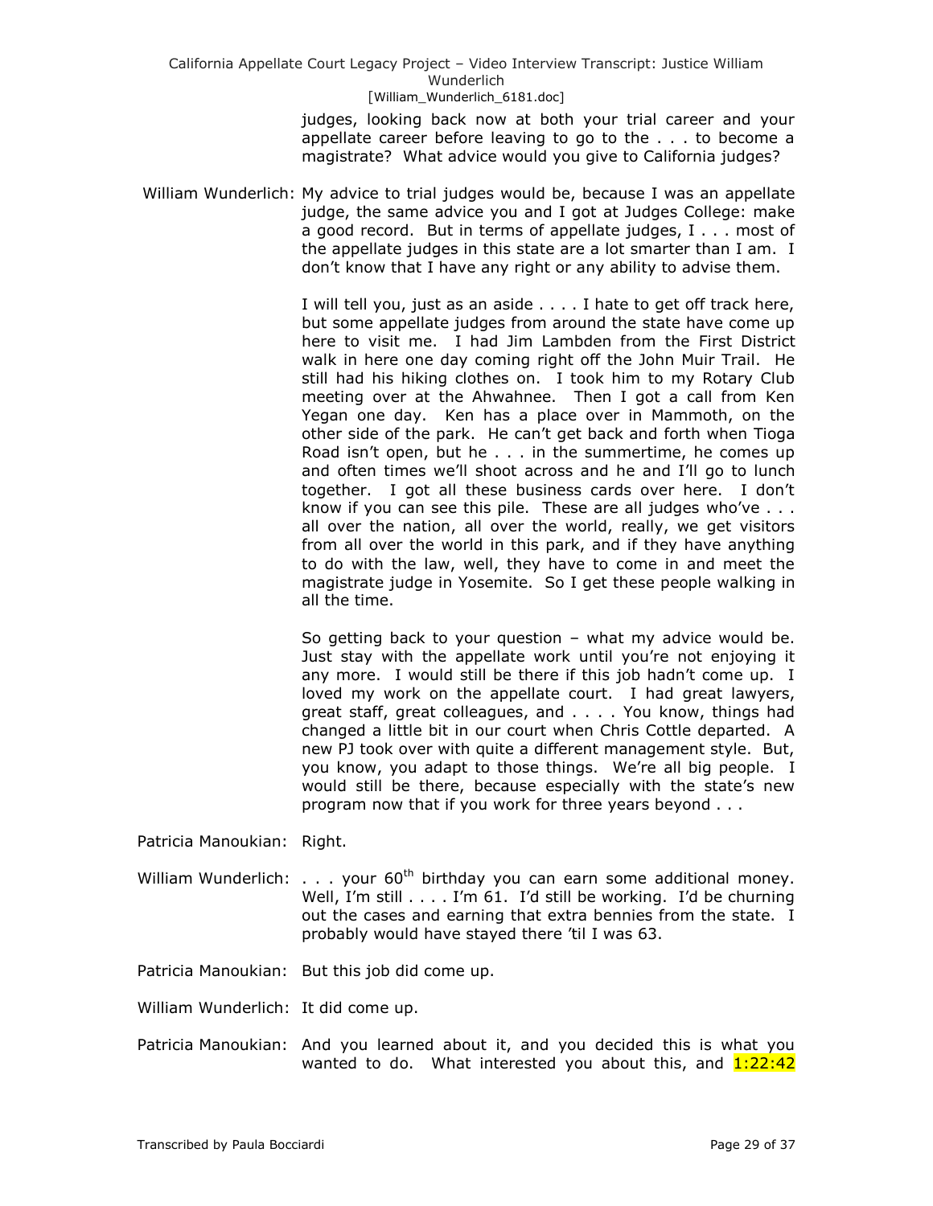judges, looking back now at both your trial career and your appellate career before leaving to go to the . . . to become a magistrate? What advice would you give to California judges?

William Wunderlich: My advice to trial judges would be, because I was an appellate judge, the same advice you and I got at Judges College: make a good record. But in terms of appellate judges, I . . . most of the appellate judges in this state are a lot smarter than I am. I don't know that I have any right or any ability to advise them.

I will tell you, just as an aside . . . . I hate to get off track here, but some appellate judges from around the state have come up here to visit me. I had Jim Lambden from the First District walk in here one day coming right off the John Muir Trail. He still had his hiking clothes on. I took him to my Rotary Club meeting over at the Ahwahnee. Then I got a call from Ken Yegan one day. Ken has a place over in Mammoth, on the other side of the park. He can't get back and forth when Tioga Road isn't open, but he . . . in the summertime, he comes up and often times we'll shoot across and he and I'll go to lunch together. I got all these business cards over here. I don't know if you can see this pile. These are all judges who've . . . all over the nation, all over the world, really, we get visitors from all over the world in this park, and if they have anything to do with the law, well, they have to come in and meet the magistrate judge in Yosemite. So I get these people walking in all the time.

So getting back to your question – what my advice would be. Just stay with the appellate work until you're not enjoying it any more. I would still be there if this job hadn't come up. I loved my work on the appellate court. I had great lawyers, great staff, great colleagues, and . . . . You know, things had changed a little bit in our court when Chris Cottle departed. A new PJ took over with quite a different management style. But, you know, you adapt to those things. We're all big people. I would still be there, because especially with the state's new program now that if you work for three years beyond . . .

Patricia Manoukian: Right.

William Wunderlich: . . . your 60th birthday you can earn some additional money. Well, I'm still . . . . I'm 61. I'd still be working. I'd be churning out the cases and earning that extra bennies from the state. I probably would have stayed there 'til I was 63.

Patricia Manoukian: But this job did come up.

William Wunderlich: It did come up.

Patricia Manoukian: And you learned about it, and you decided this is what you wanted to do. What interested you about this, and 1:22:42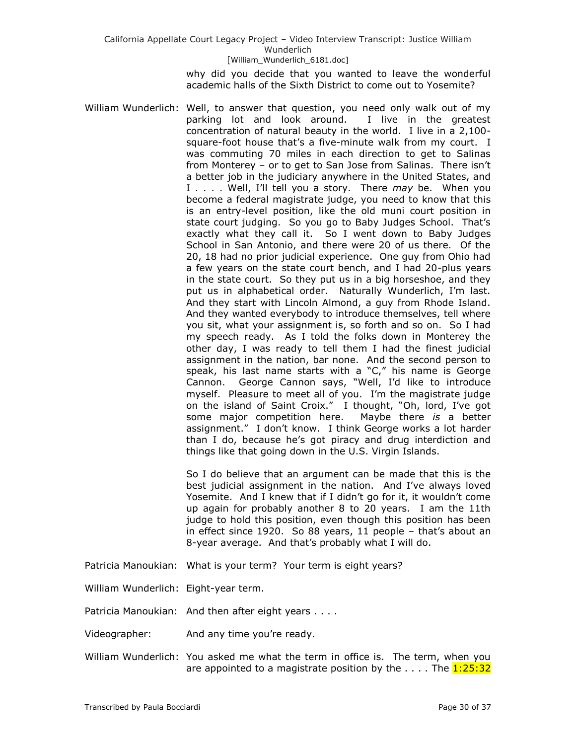why did you decide that you wanted to leave the wonderful academic halls of the Sixth District to come out to Yosemite?

William Wunderlich: Well, to answer that question, you need only walk out of my parking lot and look around. I live in the greatest concentration of natural beauty in the world. I live in a 2,100-square-foot house that's a five-minute walk from my court. I was commuting 70 miles in each direction to get to Salinas from Monterey – or to get to San Jose from Salinas. There isn't a better job in the judiciary anywhere in the United States, and I . . . . Well, I'll tell you a story. There *may* be. When you become a federal magistrate judge, you need to know that this is an entry-level position, like the old muni court position in state court judging. So you go to Baby Judges School. That's exactly what they call it. So I went down to Baby Judges School in San Antonio, and there were 20 of us there. Of the 20, 18 had no prior judicial experience. One guy from Ohio had a few years on the state court bench, and I had 20-plus years in the state court. So they put us in a big horseshoe, and they put us in alphabetical order. Naturally Wunderlich, I'm last. And they start with Lincoln Almond, a guy from Rhode Island. And they wanted everybody to introduce themselves, tell where you sit, what your assignment is, so forth and so on. So I had my speech ready. As I told the folks down in Monterey the other day, I was ready to tell them I had the finest judicial assignment in the nation, bar none. And the second person to speak, his last name starts with a "C," his name is George Cannon. George Cannon says, "Well, I'd like to introduce myself. Pleasure to meet all of you. I'm the magistrate judge on the island of Saint Croix." I thought, "Oh, lord, I've got some major competition here. Maybe there *is* a better assignment." I don't know. I think George works a lot harder than I do, because he's got piracy and drug interdiction and things like that going down in the U.S. Virgin Islands.

So I do believe that an argument can be made that this is the best judicial assignment in the nation. And I've always loved Yosemite. And I knew that if I didn't go for it, it wouldn't come up again for probably another 8 to 20 years. I am the 11th judge to hold this position, even though this position has been in effect since 1920. So 88 years, 11 people – that's about an 8-year average. And that's probably what I will do.

Patricia Manoukian: What is your term? Your term is eight years?

William Wunderlich: Eight-year term.

Patricia Manoukian: And then after eight years . . . .

Videographer: And any time you're ready.

William Wunderlich: You asked me what the term in office is. The term, when you are appointed to a magistrate position by the . . . . The 1:25:32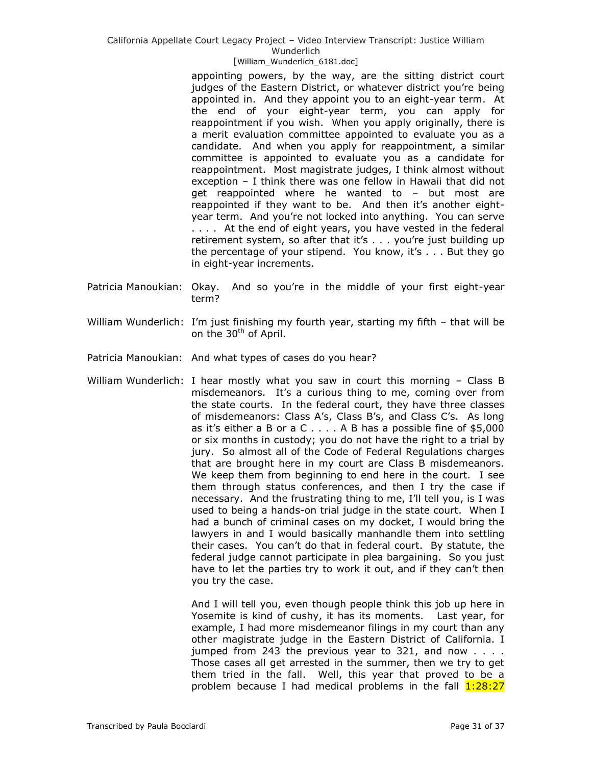appointing powers, by the way, are the sitting district court judges of the Eastern District, or whatever district you're being appointed in. And they appoint you to an eight-year term. At the end of your eight-year term, you can apply for reappointment if you wish. When you apply originally, there is a merit evaluation committee appointed to evaluate you as a candidate. And when you apply for reappointment, a similar committee is appointed to evaluate you as a candidate for reappointment. Most magistrate judges, I think almost without exception – I think there was one fellow in Hawaii that did not get reappointed where he wanted to – but most are reappointed if they want to be. And then it's another eight-year term. And you're not locked into anything. You can serve . . . . At the end of eight years, you have vested in the federal retirement system, so after that it's . . . you're just building up the percentage of your stipend. You know, it's . . . But they go in eight-year increments.

Patricia Manoukian: Okay. And so you're in the middle of your first eight-year term?

William Wunderlich: I'm just finishing my fourth year, starting my fifth – that will be on the 30th of April.

Patricia Manoukian: And what types of cases do you hear?

William Wunderlich: I hear mostly what you saw in court this morning – Class B misdemeanors. It's a curious thing to me, coming over from the state courts. In the federal court, they have three classes of misdemeanors: Class A's, Class B's, and Class C's. As long as it's either a B or a C . . . . A B has a possible fine of $5,000 or six months in custody; you do not have the right to a trial by jury. So almost all of the Code of Federal Regulations charges that are brought here in my court are Class B misdemeanors. We keep them from beginning to end here in the court. I see them through status conferences, and then I try the case if necessary. And the frustrating thing to me, I'll tell you, is I was used to being a hands-on trial judge in the state court. When I had a bunch of criminal cases on my docket, I would bring the lawyers in and I would basically manhandle them into settling their cases. You can't do that in federal court. By statute, the federal judge cannot participate in plea bargaining. So you just have to let the parties try to work it out, and if they can't then you try the case.

And I will tell you, even though people think this job up here in Yosemite is kind of cushy, it has its moments. Last year, for example, I had more misdemeanor filings in my court than any other magistrate judge in the Eastern District of California. I jumped from 243 the previous year to 321, and now . . . . Those cases all get arrested in the summer, then we try to get them tried in the fall. Well, this year that proved to be a problem because I had medical problems in the fall 1:28:27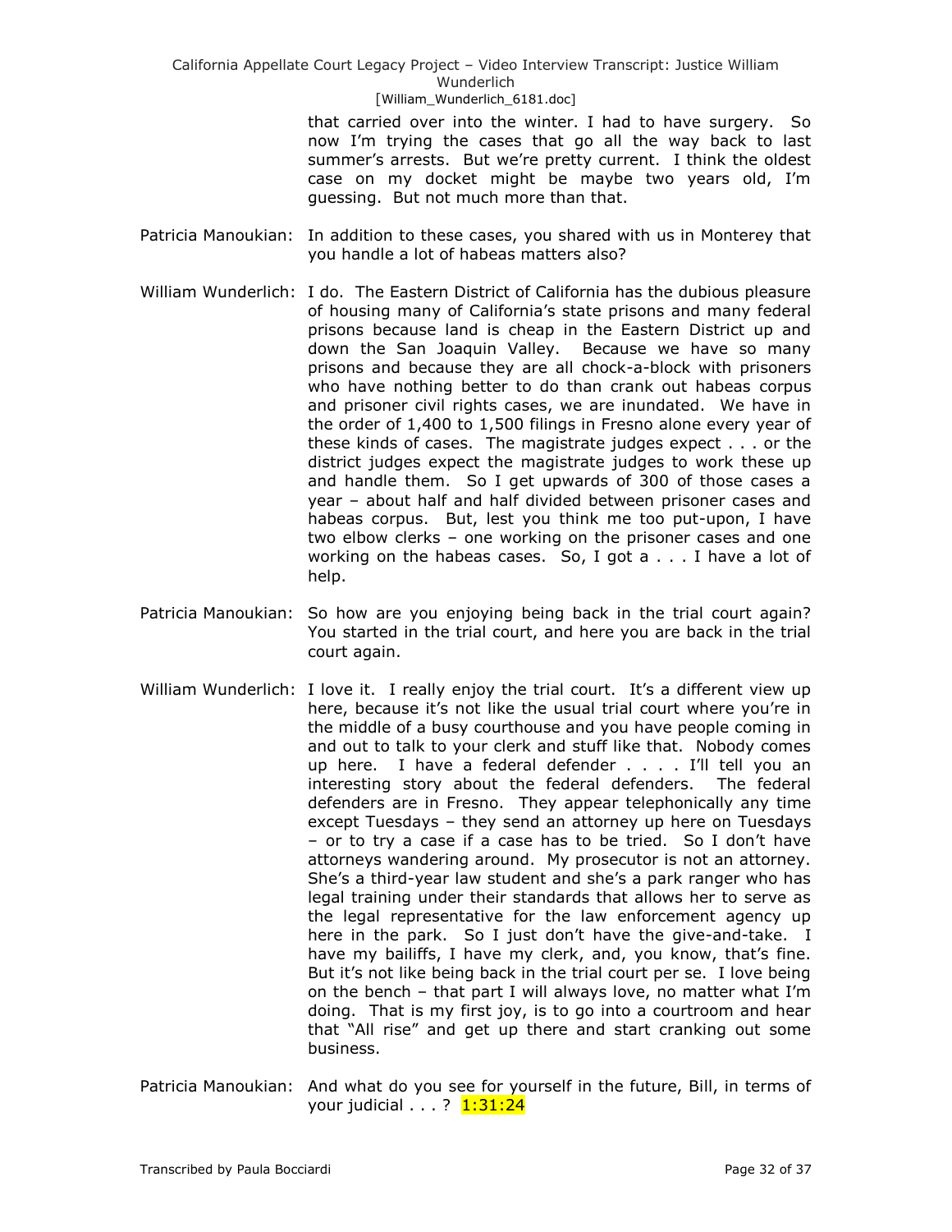that carried over into the winter. I had to have surgery. So now I'm trying the cases that go all the way back to last summer's arrests. But we're pretty current. I think the oldest case on my docket might be maybe two years old, I'm guessing. But not much more than that.

Patricia Manoukian: In addition to these cases, you shared with us in Monterey that you handle a lot of habeas matters also?

William Wunderlich: I do. The Eastern District of California has the dubious pleasure of housing many of California's state prisons and many federal prisons because land is cheap in the Eastern District up and down the San Joaquin Valley. Because we have so many prisons and because they are all chock-a-block with prisoners who have nothing better to do than crank out habeas corpus and prisoner civil rights cases, we are inundated. We have in the order of 1,400 to 1,500 filings in Fresno alone every year of these kinds of cases. The magistrate judges expect . . . or the district judges expect the magistrate judges to work these up and handle them. So I get upwards of 300 of those cases a year – about half and half divided between prisoner cases and habeas corpus. But, lest you think me too put-upon, I have two elbow clerks – one working on the prisoner cases and one working on the habeas cases. So, I got a . . . I have a lot of help.

Patricia Manoukian: So how are you enjoying being back in the trial court again? You started in the trial court, and here you are back in the trial court again.

William Wunderlich: I love it. I really enjoy the trial court. It's a different view up here, because it's not like the usual trial court where you're in the middle of a busy courthouse and you have people coming in and out to talk to your clerk and stuff like that. Nobody comes up here. I have a federal defender . . . . I'll tell you an interesting story about the federal defenders. The federal defenders are in Fresno. They appear telephonically any time except Tuesdays – they send an attorney up here on Tuesdays – or to try a case if a case has to be tried. So I don't have attorneys wandering around. My prosecutor is not an attorney. She's a third-year law student and she's a park ranger who has legal training under their standards that allows her to serve as the legal representative for the law enforcement agency up here in the park. So I just don't have the give-and-take. I have my bailiffs, I have my clerk, and, you know, that's fine. But it's not like being back in the trial court per se. I love being on the bench – that part I will always love, no matter what I'm doing. That is my first joy, is to go into a courtroom and hear that "All rise" and get up there and start cranking out some business.

Patricia Manoukian: And what do you see for yourself in the future, Bill, in terms of your judicial . . . ? 1:31:24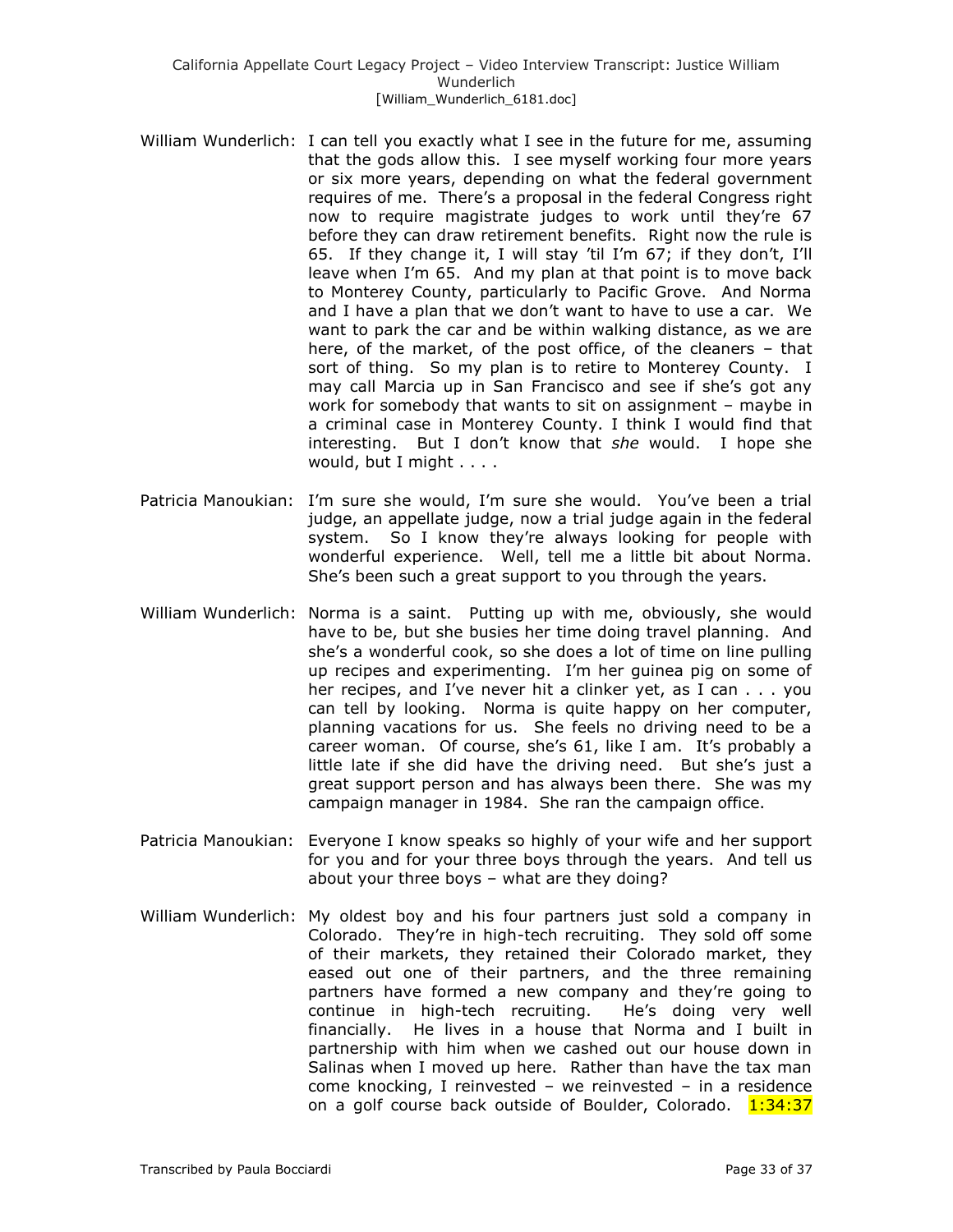William Wunderlich: I can tell you exactly what I see in the future for me, assuming that the gods allow this. I see myself working four more years or six more years, depending on what the federal government requires of me. There's a proposal in the federal Congress right now to require magistrate judges to work until they're 67 before they can draw retirement benefits. Right now the rule is 65. If they change it, I will stay 'til I'm 67; if they don't, I'll leave when I'm 65. And my plan at that point is to move back to Monterey County, particularly to Pacific Grove. And Norma and I have a plan that we don't want to have to use a car. We want to park the car and be within walking distance, as we are here, of the market, of the post office, of the cleaners – that sort of thing. So my plan is to retire to Monterey County. I may call Marcia up in San Francisco and see if she's got any work for somebody that wants to sit on assignment – maybe in a criminal case in Monterey County. I think I would find that interesting. But I don't know that *she* would. I hope she would, but I might . . . .

Patricia Manoukian: I'm sure she would, I'm sure she would. You've been a trial judge, an appellate judge, now a trial judge again in the federal system. So I know they're always looking for people with wonderful experience. Well, tell me a little bit about Norma. She's been such a great support to you through the years.

William Wunderlich: Norma is a saint. Putting up with me, obviously, she would have to be, but she busies her time doing travel planning. And she's a wonderful cook, so she does a lot of time on line pulling up recipes and experimenting. I'm her guinea pig on some of her recipes, and I've never hit a clinker yet, as I can . . . you can tell by looking. Norma is quite happy on her computer, planning vacations for us. She feels no driving need to be a career woman. Of course, she's 61, like I am. It's probably a little late if she did have the driving need. But she's just a great support person and has always been there. She was my campaign manager in 1984. She ran the campaign office.

Patricia Manoukian: Everyone I know speaks so highly of your wife and her support for you and for your three boys through the years. And tell us about your three boys – what are they doing?

William Wunderlich: My oldest boy and his four partners just sold a company in Colorado. They're in high-tech recruiting. They sold off some of their markets, they retained their Colorado market, they eased out one of their partners, and the three remaining partners have formed a new company and they're going to continue in high-tech recruiting. He's doing very well financially. He lives in a house that Norma and I built in partnership with him when we cashed out our house down in Salinas when I moved up here. Rather than have the tax man come knocking, I reinvested – we reinvested – in a residence on a golf course back outside of Boulder, Colorado. 1:34:37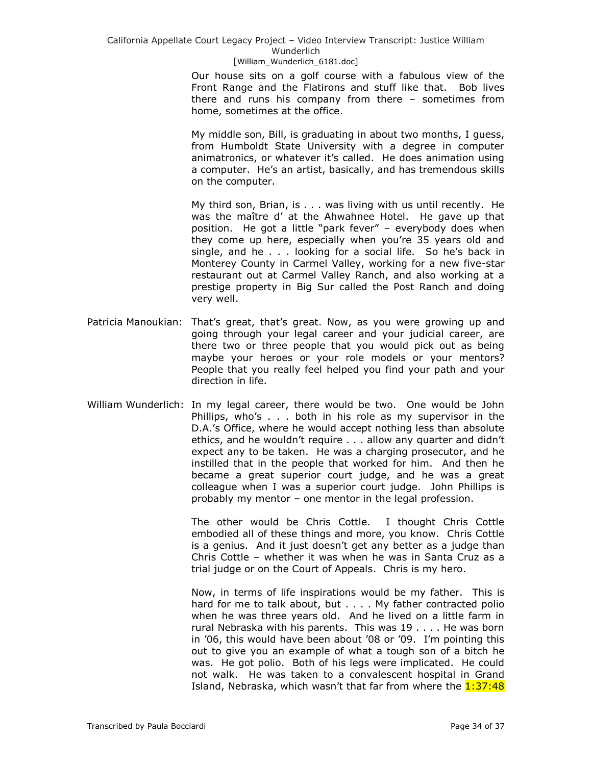Our house sits on a golf course with a fabulous view of the Front Range and the Flatirons and stuff like that. Bob lives there and runs his company from there – sometimes from home, sometimes at the office.

My middle son, Bill, is graduating in about two months, I guess, from Humboldt State University with a degree in computer animatronics, or whatever it's called. He does animation using a computer. He's an artist, basically, and has tremendous skills on the computer.

My third son, Brian, is . . . was living with us until recently. He was the maître d' at the Ahwahnee Hotel. He gave up that position. He got a little "park fever" – everybody does when they come up here, especially when you're 35 years old and single, and he . . . looking for a social life. So he's back in Monterey County in Carmel Valley, working for a new five-star restaurant out at Carmel Valley Ranch, and also working at a prestige property in Big Sur called the Post Ranch and doing very well.

Patricia Manoukian: That's great, that's great. Now, as you were growing up and going through your legal career and your judicial career, are there two or three people that you would pick out as being maybe your heroes or your role models or your mentors? People that you really feel helped you find your path and your direction in life.

William Wunderlich: In my legal career, there would be two. One would be John Phillips, who's . . . both in his role as my supervisor in the D.A.'s Office, where he would accept nothing less than absolute ethics, and he wouldn't require . . . allow any quarter and didn't expect any to be taken. He was a charging prosecutor, and he instilled that in the people that worked for him. And then he became a great superior court judge, and he was a great colleague when I was a superior court judge. John Phillips is probably my mentor – one mentor in the legal profession.

The other would be Chris Cottle. I thought Chris Cottle embodied all of these things and more, you know. Chris Cottle is a genius. And it just doesn't get any better as a judge than Chris Cottle – whether it was when he was in Santa Cruz as a trial judge or on the Court of Appeals. Chris is my hero.

Now, in terms of life inspirations would be my father. This is hard for me to talk about, but . . . . My father contracted polio when he was three years old. And he lived on a little farm in rural Nebraska with his parents. This was 19 . . . . He was born in '06, this would have been about '08 or '09. I'm pointing this out to give you an example of what a tough son of a bitch he was. He got polio. Both of his legs were implicated. He could not walk. He was taken to a convalescent hospital in Grand Island, Nebraska, which wasn't that far from where the 1:37:48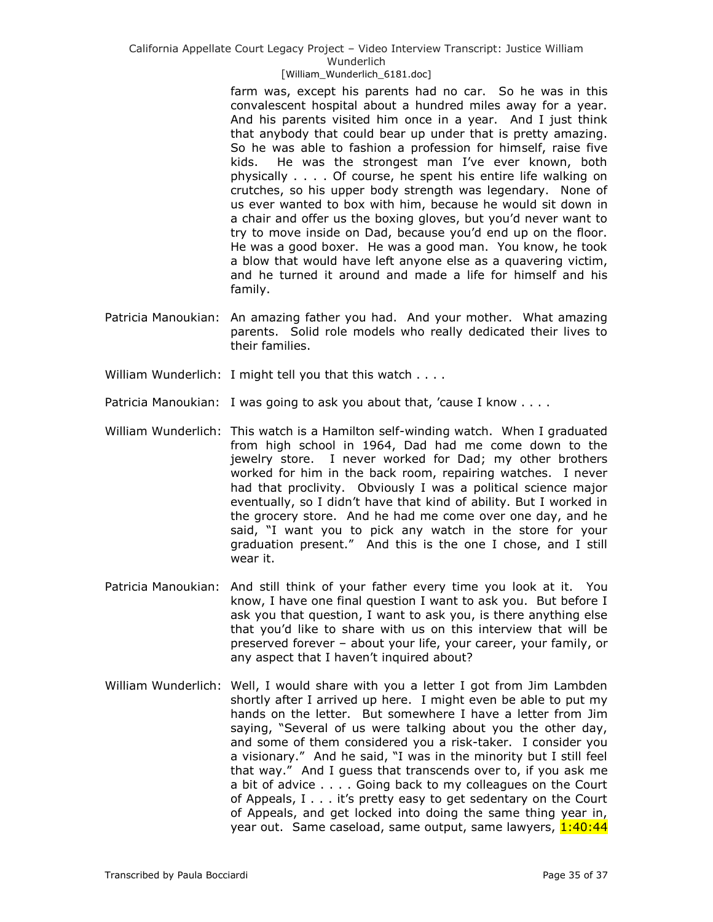farm was, except his parents had no car. So he was in this convalescent hospital about a hundred miles away for a year. And his parents visited him once in a year. And I just think that anybody that could bear up under that is pretty amazing. So he was able to fashion a profession for himself, raise five kids. He was the strongest man I've ever known, both physically . . . . Of course, he spent his entire life walking on crutches, so his upper body strength was legendary. None of us ever wanted to box with him, because he would sit down in a chair and offer us the boxing gloves, but you'd never want to try to move inside on Dad, because you'd end up on the floor. He was a good boxer. He was a good man. You know, he took a blow that would have left anyone else as a quavering victim, and he turned it around and made a life for himself and his family.

Patricia Manoukian: An amazing father you had. And your mother. What amazing parents. Solid role models who really dedicated their lives to their families.

William Wunderlich: I might tell you that this watch . . . .

Patricia Manoukian: I was going to ask you about that, 'cause I know . . . .

William Wunderlich: This watch is a Hamilton self-winding watch. When I graduated from high school in 1964, Dad had me come down to the jewelry store. I never worked for Dad; my other brothers worked for him in the back room, repairing watches. I never had that proclivity. Obviously I was a political science major eventually, so I didn't have that kind of ability. But I worked in the grocery store. And he had me come over one day, and he said, "I want you to pick any watch in the store for your graduation present." And this is the one I chose, and I still wear it.

Patricia Manoukian: And still think of your father every time you look at it. You know, I have one final question I want to ask you. But before I ask you that question, I want to ask you, is there anything else that you'd like to share with us on this interview that will be preserved forever – about your life, your career, your family, or any aspect that I haven't inquired about?

William Wunderlich: Well, I would share with you a letter I got from Jim Lambden shortly after I arrived up here. I might even be able to put my hands on the letter. But somewhere I have a letter from Jim saying, "Several of us were talking about you the other day, and some of them considered you a risk-taker. I consider you a visionary." And he said, "I was in the minority but I still feel that way." And I guess that transcends over to, if you ask me a bit of advice . . . . Going back to my colleagues on the Court of Appeals, I . . . it's pretty easy to get sedentary on the Court of Appeals, and get locked into doing the same thing year in, year out. Same caseload, same output, same lawyers, 1:40:44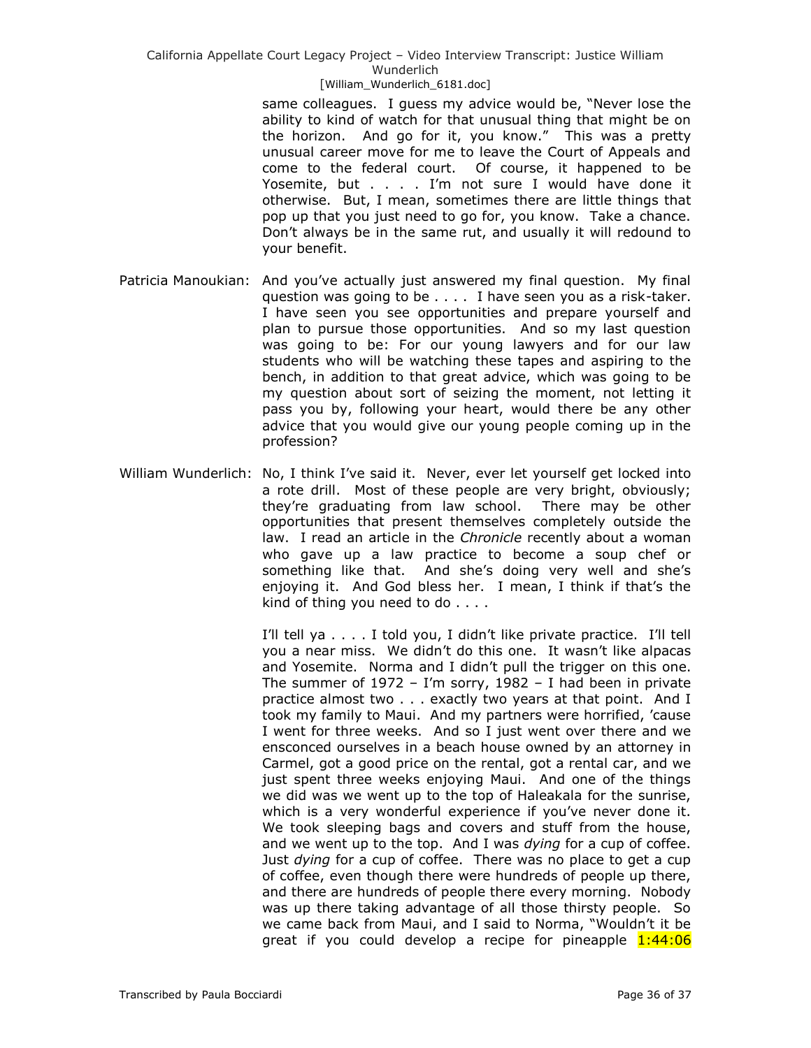same colleagues. I guess my advice would be, "Never lose the ability to kind of watch for that unusual thing that might be on the horizon. And go for it, you know." This was a pretty unusual career move for me to leave the Court of Appeals and come to the federal court. Of course, it happened to be Yosemite, but . . . . I'm not sure I would have done it otherwise. But, I mean, sometimes there are little things that pop up that you just need to go for, you know. Take a chance. Don't always be in the same rut, and usually it will redound to your benefit.

Patricia Manoukian: And you've actually just answered my final question. My final question was going to be . . . . I have seen you as a risk-taker. I have seen you see opportunities and prepare yourself and plan to pursue those opportunities. And so my last question was going to be: For our young lawyers and for our law students who will be watching these tapes and aspiring to the bench, in addition to that great advice, which was going to be my question about sort of seizing the moment, not letting it pass you by, following your heart, would there be any other advice that you would give our young people coming up in the profession?

William Wunderlich: No, I think I've said it. Never, ever let yourself get locked into a rote drill. Most of these people are very bright, obviously; they're graduating from law school. There may be other opportunities that present themselves completely outside the law. I read an article in the *Chronicle* recently about a woman who gave up a law practice to become a soup chef or something like that. And she's doing very well and she's enjoying it. And God bless her. I mean, I think if that's the kind of thing you need to do . . . .

I'll tell ya . . . . I told you, I didn't like private practice. I'll tell you a near miss. We didn't do this one. It wasn't like alpacas and Yosemite. Norma and I didn't pull the trigger on this one. The summer of 1972 – I'm sorry, 1982 – I had been in private practice almost two . . . exactly two years at that point. And I took my family to Maui. And my partners were horrified, 'cause I went for three weeks. And so I just went over there and we ensconced ourselves in a beach house owned by an attorney in Carmel, got a good price on the rental, got a rental car, and we just spent three weeks enjoying Maui. And one of the things we did was we went up to the top of Haleakala for the sunrise, which is a very wonderful experience if you've never done it. We took sleeping bags and covers and stuff from the house, and we went up to the top. And I was *dying* for a cup of coffee. Just *dying* for a cup of coffee. There was no place to get a cup of coffee, even though there were hundreds of people up there, and there are hundreds of people there every morning. Nobody was up there taking advantage of all those thirsty people. So we came back from Maui, and I said to Norma, "Wouldn't it be great if you could develop a recipe for pineapple 1:44:06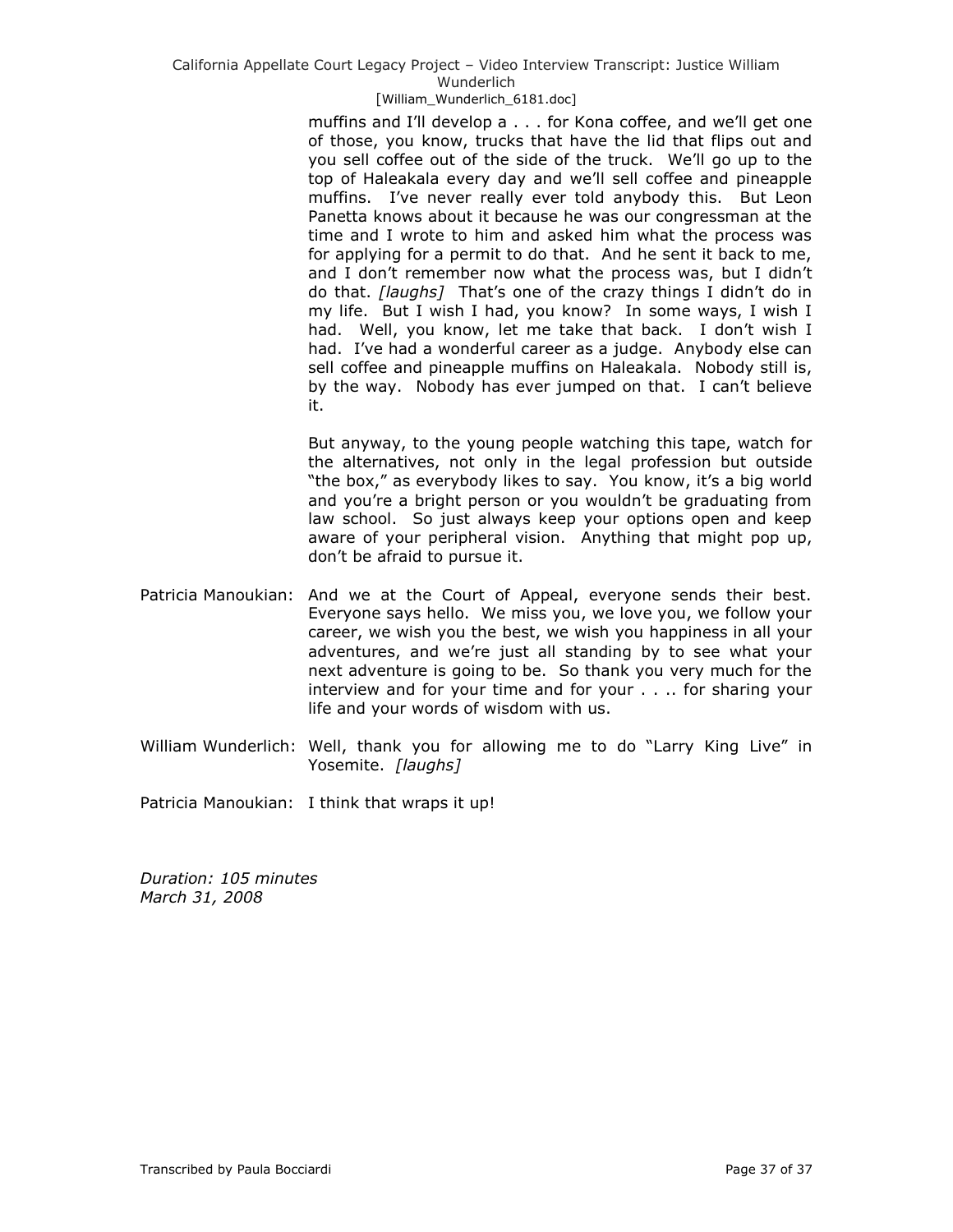muffins and I'll develop a . . . for Kona coffee, and we'll get one of those, you know, trucks that have the lid that flips out and you sell coffee out of the side of the truck. We'll go up to the top of Haleakala every day and we'll sell coffee and pineapple muffins. I've never really ever told anybody this. But Leon Panetta knows about it because he was our congressman at the time and I wrote to him and asked him what the process was for applying for a permit to do that. And he sent it back to me, and I don't remember now what the process was, but I didn't do that. *[laughs]* That's one of the crazy things I didn't do in my life. But I wish I had, you know? In some ways, I wish I had. Well, you know, let me take that back. I don't wish I had. I've had a wonderful career as a judge. Anybody else can sell coffee and pineapple muffins on Haleakala. Nobody still is, by the way. Nobody has ever jumped on that. I can't believe it.

But anyway, to the young people watching this tape, watch for the alternatives, not only in the legal profession but outside "the box," as everybody likes to say. You know, it's a big world and you're a bright person or you wouldn't be graduating from law school. So just always keep your options open and keep aware of your peripheral vision. Anything that might pop up, don't be afraid to pursue it.

Patricia Manoukian: And we at the Court of Appeal, everyone sends their best. Everyone says hello. We miss you, we love you, we follow your career, we wish you the best, we wish you happiness in all your adventures, and we're just all standing by to see what your next adventure is going to be. So thank you very much for the interview and for your time and for your . . .. for sharing your life and your words of wisdom with us.

William Wunderlich: Well, thank you for allowing me to do "Larry King Live" in Yosemite. *[laughs]*

Patricia Manoukian: I think that wraps it up!

*Duration: 105 minutes*
*March 31, 2008*